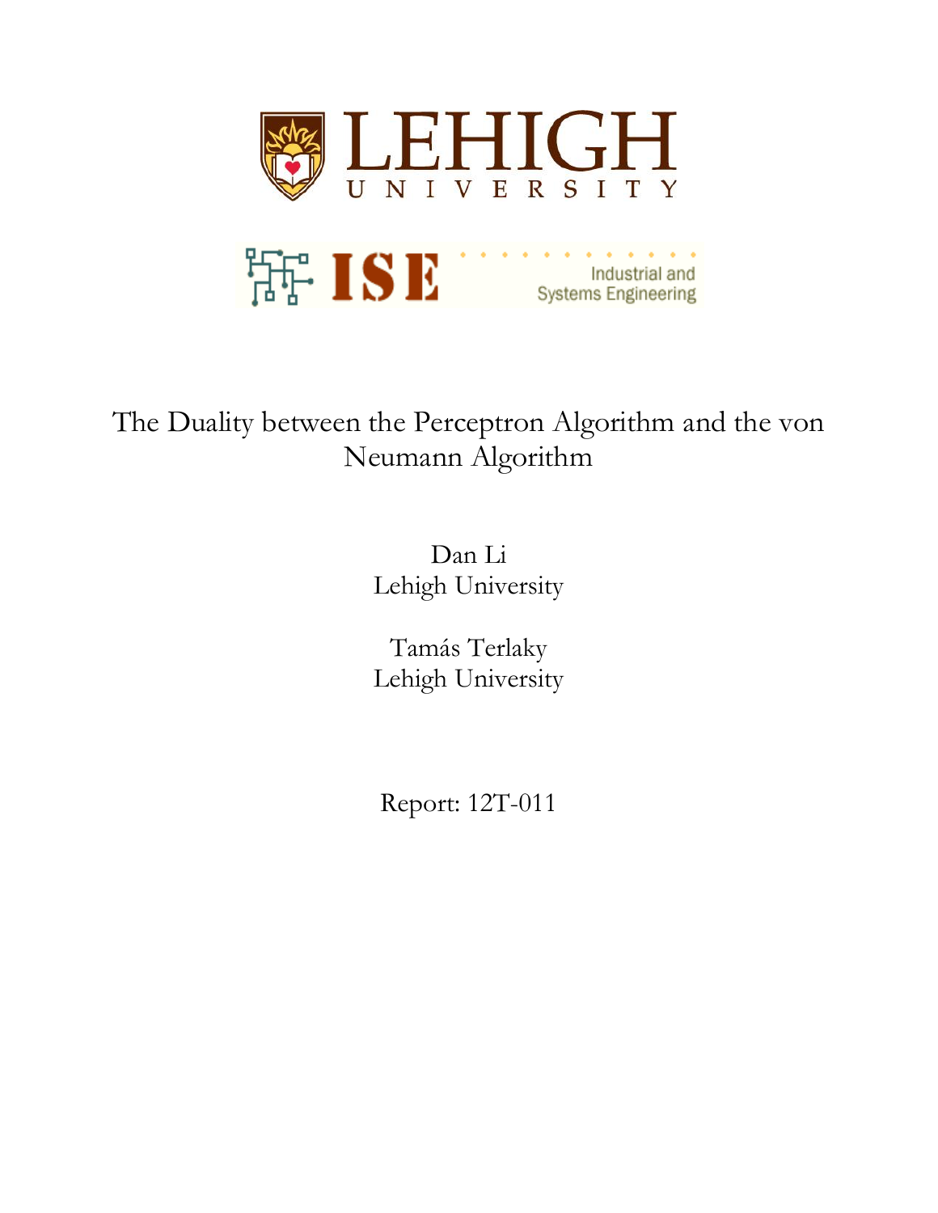LEHIGH UNIVERSITY

ISE Industrial and Systems Engineering

# The Duality between the Perceptron Algorithm and the von Neumann Algorithm

Dan Li
Lehigh University

Tamás Terlaky
Lehigh University

Report: 12T-011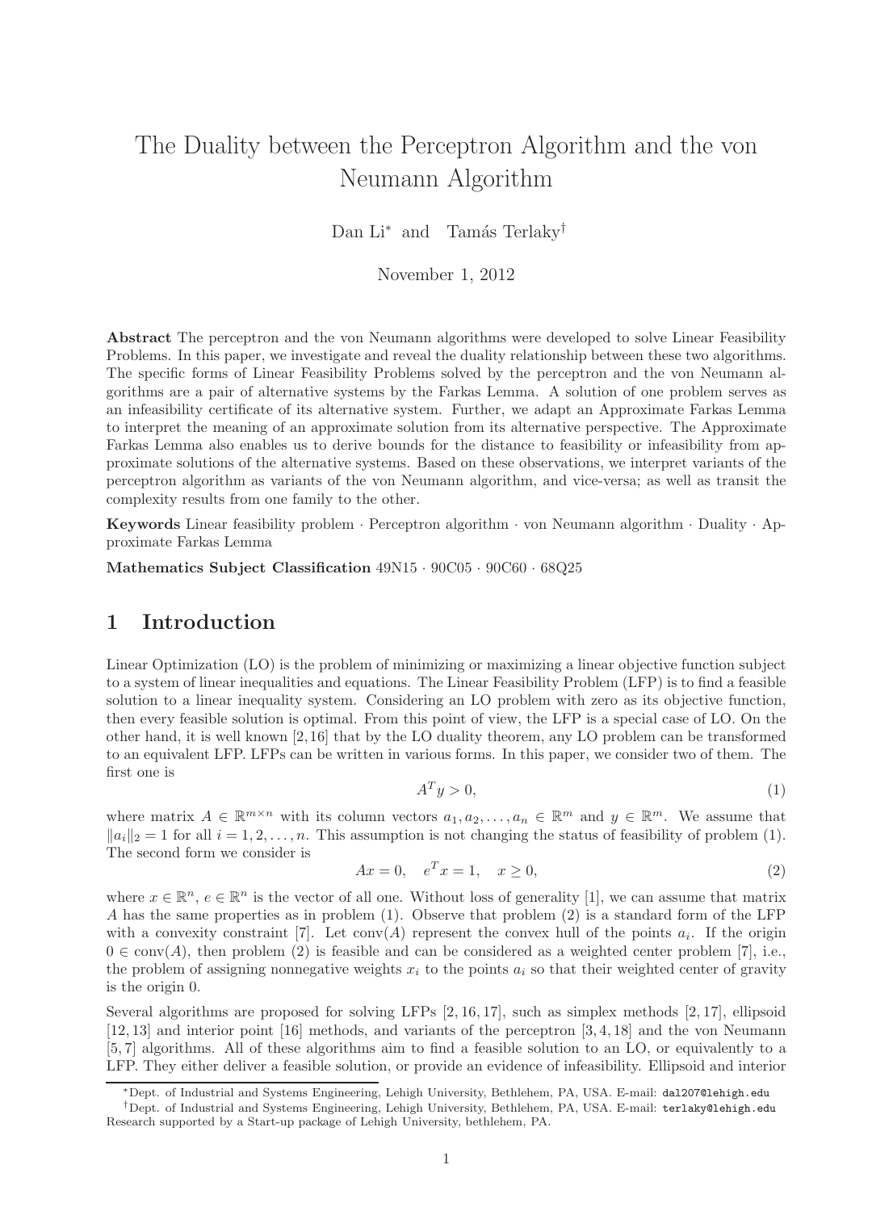# The Duality between the Perceptron Algorithm and the von Neumann Algorithm

Dan Li[*] and Tamás Terlaky[†]

November 1, 2012

**Abstract** The perceptron and the von Neumann algorithms were developed to solve Linear Feasibility Problems. In this paper, we investigate and reveal the duality relationship between these two algorithms. The specific forms of Linear Feasibility Problems solved by the perceptron and the von Neumann algorithms are a pair of alternative systems by the Farkas Lemma. A solution of one problem serves as an infeasibility certificate of its alternative system. Further, we adapt an Approximate Farkas Lemma to interpret the meaning of an approximate solution from its alternative perspective. The Approximate Farkas Lemma also enables us to derive bounds for the distance to feasibility or infeasibility from approximate solutions of the alternative systems. Based on these observations, we interpret variants of the perceptron algorithm as variants of the von Neumann algorithm, and vice-versa; as well as transit the complexity results from one family to the other.

**Keywords** Linear feasibility problem · Perceptron algorithm · von Neumann algorithm · Duality · Approximate Farkas Lemma

**Mathematics Subject Classification** 49N15 · 90C05 · 90C60 · 68Q25

## 1 Introduction

Linear Optimization (LO) is the problem of minimizing or maximizing a linear objective function subject to a system of linear inequalities and equations. The Linear Feasibility Problem (LFP) is to find a feasible solution to a linear inequality system. Considering an LO problem with zero as its objective function, then every feasible solution is optimal. From this point of view, the LFP is a special case of LO. On the other hand, it is well known [2, 16] that by the LO duality theorem, any LO problem can be transformed to an equivalent LFP. LFPs can be written in various forms. In this paper, we consider two of them. The first one is

$$A^T y > 0, \tag{1}$$

where matrix $A \in \mathbb{R}^{m \times n}$ with its column vectors $a_1, a_2, \ldots, a_n \in \mathbb{R}^m$ and $y \in \mathbb{R}^m$. We assume that $\|a_i\|_2 = 1$ for all $i = 1, 2, \ldots, n$. This assumption is not changing the status of feasibility of problem (1). The second form we consider is

$$Ax = 0, \quad e^T x = 1, \quad x \geq 0, \tag{2}$$

where $x \in \mathbb{R}^n$, $e \in \mathbb{R}^n$ is the vector of all one. Without loss of generality [1], we can assume that matrix $A$ has the same properties as in problem (1). Observe that problem (2) is a standard form of the LFP with a convexity constraint [7]. Let $\text{conv}(A)$ represent the convex hull of the points $a_i$. If the origin $0 \in \text{conv}(A)$, then problem (2) is feasible and can be considered as a weighted center problem [7], i.e., the problem of assigning nonnegative weights $x_i$ to the points $a_i$ so that their weighted center of gravity is the origin 0.

Several algorithms are proposed for solving LFPs [2, 16, 17], such as simplex methods [2, 17], ellipsoid [12, 13] and interior point [16] methods, and variants of the perceptron [3, 4, 18] and the von Neumann [5, 7] algorithms. All of these algorithms aim to find a feasible solution to an LO, or equivalently to a LFP. They either deliver a feasible solution, or provide an evidence of infeasibility. Ellipsoid and interior

[*] Dept. of Industrial and Systems Engineering, Lehigh University, Bethlehem, PA, USA. E-mail: dal207@lehigh.edu

[†] Dept. of Industrial and Systems Engineering, Lehigh University, Bethlehem, PA, USA. E-mail: terlaky@lehigh.edu Research supported by a Start-up package of Lehigh University, bethlehem, PA.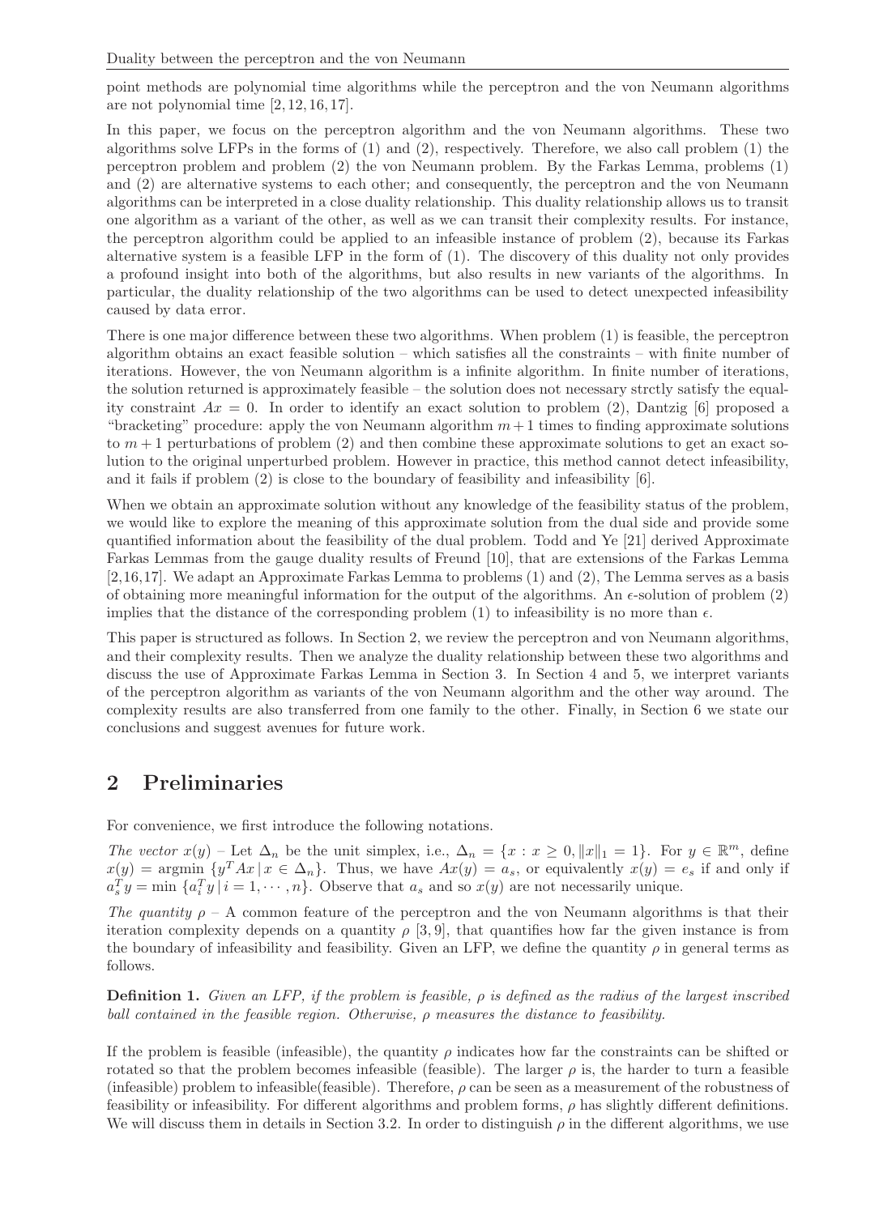point methods are polynomial time algorithms while the perceptron and the von Neumann algorithms are not polynomial time [2, 12, 16, 17].

In this paper, we focus on the perceptron algorithm and the von Neumann algorithms. These two algorithms solve LFPs in the forms of (1) and (2), respectively. Therefore, we also call problem (1) the perceptron problem and problem (2) the von Neumann problem. By the Farkas Lemma, problems (1) and (2) are alternative systems to each other; and consequently, the perceptron and the von Neumann algorithms can be interpreted in a close duality relationship. This duality relationship allows us to transit one algorithm as a variant of the other, as well as we can transit their complexity results. For instance, the perceptron algorithm could be applied to an infeasible instance of problem (2), because its Farkas alternative system is a feasible LFP in the form of (1). The discovery of this duality not only provides a profound insight into both of the algorithms, but also results in new variants of the algorithms. In particular, the duality relationship of the two algorithms can be used to detect unexpected infeasibility caused by data error.

There is one major difference between these two algorithms. When problem (1) is feasible, the perceptron algorithm obtains an exact feasible solution – which satisfies all the constraints – with finite number of iterations. However, the von Neumann algorithm is a infinite algorithm. In finite number of iterations, the solution returned is approximately feasible – the solution does not necessary strctly satisfy the equality constraint $Ax = 0$. In order to identify an exact solution to problem (2), Dantzig [6] proposed a "bracketing" procedure: apply the von Neumann algorithm $m+1$ times to finding approximate solutions to $m+1$ perturbations of problem (2) and then combine these approximate solutions to get an exact solution to the original unperturbed problem. However in practice, this method cannot detect infeasibility, and it fails if problem (2) is close to the boundary of feasibility and infeasibility [6].

When we obtain an approximate solution without any knowledge of the feasibility status of the problem, we would like to explore the meaning of this approximate solution from the dual side and provide some quantified information about the feasibility of the dual problem. Todd and Ye [21] derived Approximate Farkas Lemmas from the gauge duality results of Freund [10], that are extensions of the Farkas Lemma [2,16,17]. We adapt an Approximate Farkas Lemma to problems (1) and (2), The Lemma serves as a basis of obtaining more meaningful information for the output of the algorithms. An $\epsilon$-solution of problem (2) implies that the distance of the corresponding problem (1) to infeasibility is no more than $\epsilon$.

This paper is structured as follows. In Section 2, we review the perceptron and von Neumann algorithms, and their complexity results. Then we analyze the duality relationship between these two algorithms and discuss the use of Approximate Farkas Lemma in Section 3. In Section 4 and 5, we interpret variants of the perceptron algorithm as variants of the von Neumann algorithm and the other way around. The complexity results are also transferred from one family to the other. Finally, in Section 6 we state our conclusions and suggest avenues for future work.

## 2 Preliminaries

For convenience, we first introduce the following notations.

*The vector $x(y)$* – Let $\Delta_n$ be the unit simplex, i.e., $\Delta_n = \{x : x \geq 0, \|x\|_1 = 1\}$. For $y \in \mathbb{R}^m$, define $x(y) = \text{argmin } \{y^T Ax \,|\, x \in \Delta_n\}$. Thus, we have $Ax(y) = a_s$, or equivalently $x(y) = e_s$ if and only if $a_s^T y = \min \{a_i^T y \,|\, i = 1, \cdots, n\}$. Observe that $a_s$ and so $x(y)$ are not necessarily unique.

*The quantity $\rho$* – A common feature of the perceptron and the von Neumann algorithms is that their iteration complexity depends on a quantity $\rho$ [3, 9], that quantifies how far the given instance is from the boundary of infeasibility and feasibility. Given an LFP, we define the quantity $\rho$ in general terms as follows.

**Definition 1.** *Given an LFP, if the problem is feasible, $\rho$ is defined as the radius of the largest inscribed ball contained in the feasible region. Otherwise, $\rho$ measures the distance to feasibility.*

If the problem is feasible (infeasible), the quantity $\rho$ indicates how far the constraints can be shifted or rotated so that the problem becomes infeasible (feasible). The larger $\rho$ is, the harder to turn a feasible (infeasible) problem to infeasible(feasible). Therefore, $\rho$ can be seen as a measurement of the robustness of feasibility or infeasibility. For different algorithms and problem forms, $\rho$ has slightly different definitions. We will discuss them in details in Section 3.2. In order to distinguish $\rho$ in the different algorithms, we use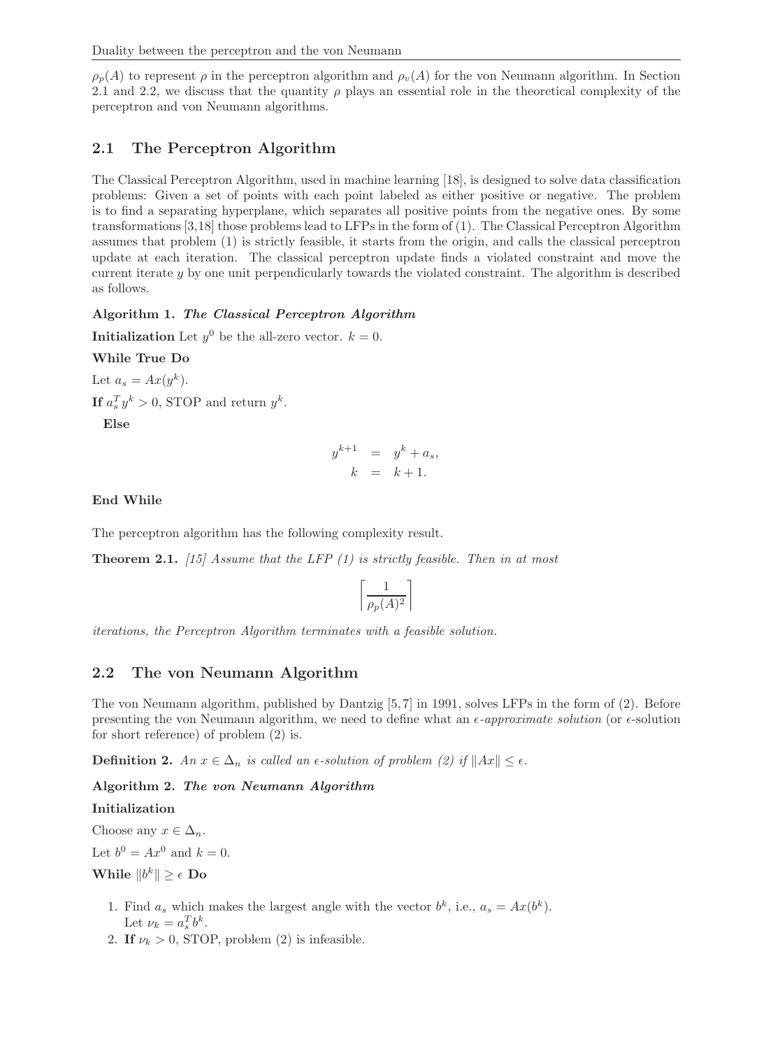$\rho_p(A)$ to represent $\rho$ in the perceptron algorithm and $\rho_v(A)$ for the von Neumann algorithm. In Section 2.1 and 2.2, we discuss that the quantity $\rho$ plays an essential role in the theoretical complexity of the perceptron and von Neumann algorithms.

## 2.1 The Perceptron Algorithm

The Classical Perceptron Algorithm, used in machine learning [18], is designed to solve data classification problems: Given a set of points with each point labeled as either positive or negative. The problem is to find a separating hyperplane, which separates all positive points from the negative ones. By some transformations [3,18] those problems lead to LFPs in the form of (1). The Classical Perceptron Algorithm assumes that problem (1) is strictly feasible, it starts from the origin, and calls the classical perceptron update at each iteration. The classical perceptron update finds a violated constraint and move the current iterate $y$ by one unit perpendicularly towards the violated constraint. The algorithm is described as follows.

**Algorithm 1.** ***The Classical Perceptron Algorithm***

**Initialization** Let $y^0$ be the all-zero vector. $k = 0$.

**While True Do**

Let $a_s = Ax(y^k)$.

**If** $a_s^T y^k > 0$, STOP and return $y^k$.

**Else**

$$
\begin{aligned}
y^{k+1} &= y^k + a_s, \\
k &= k + 1.
\end{aligned}
$$

**End While**

The perceptron algorithm has the following complexity result.

**Theorem 2.1.** *[15] Assume that the LFP (1) is strictly feasible. Then in at most*

$$
\left\lceil \frac{1}{\rho_p(A)^2} \right\rceil
$$

*iterations, the Perceptron Algorithm terminates with a feasible solution.*

## 2.2 The von Neumann Algorithm

The von Neumann algorithm, published by Dantzig [5,7] in 1991, solves LFPs in the form of (2). Before presenting the von Neumann algorithm, we need to define what an *$\epsilon$-approximate solution* (or $\epsilon$-solution for short reference) of problem (2) is.

**Definition 2.** *An $x \in \Delta_n$ is called an $\epsilon$-solution of problem (2) if $\|Ax\| \le \epsilon$.*

**Algorithm 2.** ***The von Neumann Algorithm***

**Initialization**

Choose any $x \in \Delta_n$.

Let $b^0 = Ax^0$ and $k = 0$.

**While** $\|b^k\| \ge \epsilon$ **Do**

1. Find $a_s$ which makes the largest angle with the vector $b^k$, i.e., $a_s = Ax(b^k)$.
   Let $\nu_k = a_s^T b^k$.
2. **If** $\nu_k > 0$, STOP, problem (2) is infeasible.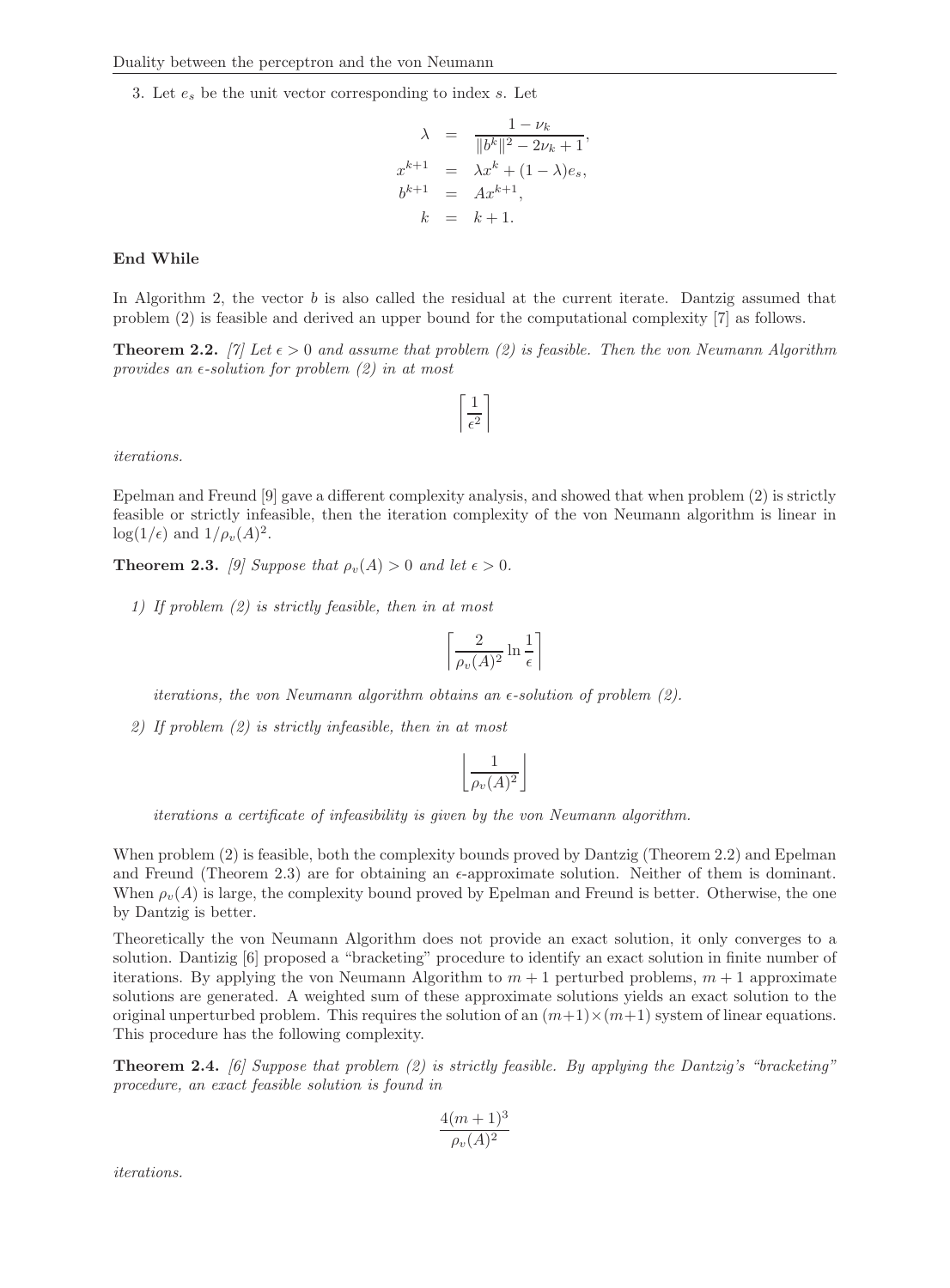3. Let $e_s$ be the unit vector corresponding to index $s$. Let

$$
\begin{aligned}
\lambda &= \frac{1-\nu_k}{\|b^k\|^2 - 2\nu_k + 1}, \\
x^{k+1} &= \lambda x^k + (1-\lambda) e_s, \\
b^{k+1} &= A x^{k+1}, \\
k &= k+1.
\end{aligned}
$$

**End While**

In Algorithm 2, the vector $b$ is also called the residual at the current iterate. Dantzig assumed that problem (2) is feasible and derived an upper bound for the computational complexity [7] as follows.

**Theorem 2.2.** *[7] Let $\epsilon > 0$ and assume that problem (2) is feasible. Then the von Neumann Algorithm provides an $\epsilon$-solution for problem (2) in at most*

$$\left\lceil \frac{1}{\epsilon^2} \right\rceil$$

*iterations.*

Epelman and Freund [9] gave a different complexity analysis, and showed that when problem (2) is strictly feasible or strictly infeasible, then the iteration complexity of the von Neumann algorithm is linear in $\log(1/\epsilon)$ and $1/\rho_v(A)^2$.

**Theorem 2.3.** *[9] Suppose that $\rho_v(A) > 0$ and let $\epsilon > 0$.*

*1) If problem (2) is strictly feasible, then in at most*

$$\left\lceil \frac{2}{\rho_v(A)^2} \ln \frac{1}{\epsilon} \right\rceil$$

*iterations, the von Neumann algorithm obtains an $\epsilon$-solution of problem (2).*

*2) If problem (2) is strictly infeasible, then in at most*

$$\left\lfloor \frac{1}{\rho_v(A)^2} \right\rfloor$$

*iterations a certificate of infeasibility is given by the von Neumann algorithm.*

When problem (2) is feasible, both the complexity bounds proved by Dantzig (Theorem 2.2) and Epelman and Freund (Theorem 2.3) are for obtaining an $\epsilon$-approximate solution. Neither of them is dominant. When $\rho_v(A)$ is large, the complexity bound proved by Epelman and Freund is better. Otherwise, the one by Dantzig is better.

Theoretically the von Neumann Algorithm does not provide an exact solution, it only converges to a solution. Dantizig [6] proposed a "bracketing" procedure to identify an exact solution in finite number of iterations. By applying the von Neumann Algorithm to $m+1$ perturbed problems, $m+1$ approximate solutions are generated. A weighted sum of these approximate solutions yields an exact solution to the original unperturbed problem. This requires the solution of an $(m+1)\times(m+1)$ system of linear equations. This procedure has the following complexity.

**Theorem 2.4.** *[6] Suppose that problem (2) is strictly feasible. By applying the Dantzig's "bracketing" procedure, an exact feasible solution is found in*

$$\frac{4(m+1)^3}{\rho_v(A)^2}$$

*iterations.*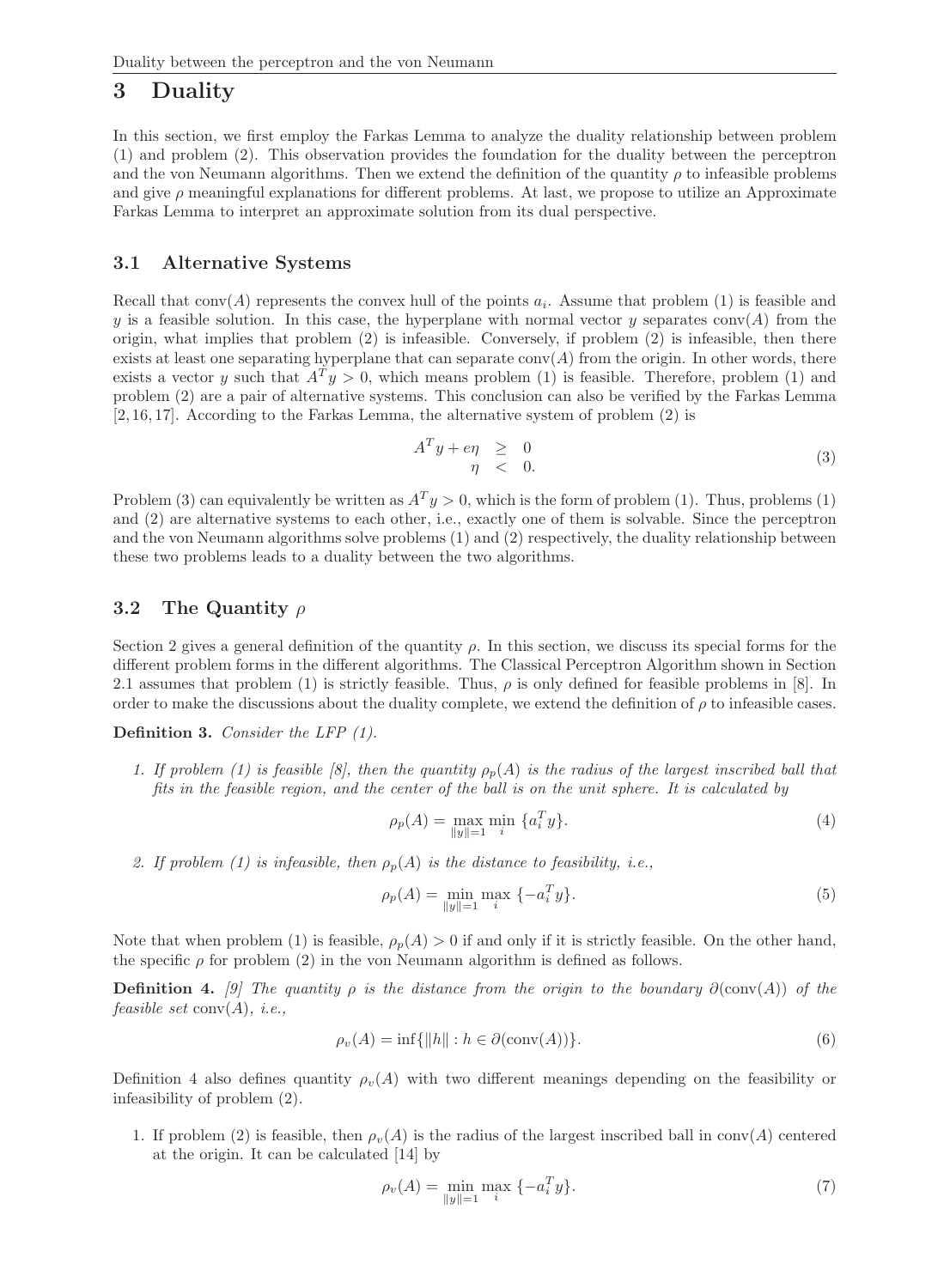# 3 Duality

In this section, we first employ the Farkas Lemma to analyze the duality relationship between problem (1) and problem (2). This observation provides the foundation for the duality between the perceptron and the von Neumann algorithms. Then we extend the definition of the quantity $\rho$ to infeasible problems and give $\rho$ meaningful explanations for different problems. At last, we propose to utilize an Approximate Farkas Lemma to interpret an approximate solution from its dual perspective.

## 3.1 Alternative Systems

Recall that $\text{conv}(A)$ represents the convex hull of the points $a_i$. Assume that problem (1) is feasible and $y$ is a feasible solution. In this case, the hyperplane with normal vector $y$ separates $\text{conv}(A)$ from the origin, what implies that problem (2) is infeasible. Conversely, if problem (2) is infeasible, then there exists at least one separating hyperplane that can separate $\text{conv}(A)$ from the origin. In other words, there exists a vector $y$ such that $A^T y > 0$, which means problem (1) is feasible. Therefore, problem (1) and problem (2) are a pair of alternative systems. This conclusion can also be verified by the Farkas Lemma [2, 16, 17]. According to the Farkas Lemma, the alternative system of problem (2) is

$$
\begin{array}{rcl}
A^T y + e\eta & \geq & 0 \\
\eta & < & 0.
\end{array}
\tag{3}
$$

Problem (3) can equivalently be written as $A^T y > 0$, which is the form of problem (1). Thus, problems (1) and (2) are alternative systems to each other, i.e., exactly one of them is solvable. Since the perceptron and the von Neumann algorithms solve problems (1) and (2) respectively, the duality relationship between these two problems leads to a duality between the two algorithms.

## 3.2 The Quantity $\rho$

Section 2 gives a general definition of the quantity $\rho$. In this section, we discuss its special forms for the different problem forms in the different algorithms. The Classical Perceptron Algorithm shown in Section 2.1 assumes that problem (1) is strictly feasible. Thus, $\rho$ is only defined for feasible problems in [8]. In order to make the discussions about the duality complete, we extend the definition of $\rho$ to infeasible cases.

**Definition 3.** *Consider the LFP (1).*

1. *If problem (1) is feasible [8], then the quantity $\rho_p(A)$ is the radius of the largest inscribed ball that fits in the feasible region, and the center of the ball is on the unit sphere. It is calculated by*

$$
\rho_p(A) = \max_{\|y\|=1} \min_i \{a_i^T y\}. \tag{4}
$$

2. *If problem (1) is infeasible, then $\rho_p(A)$ is the distance to feasibility, i.e.,*

$$
\rho_p(A) = \min_{\|y\|=1} \max_i \{-a_i^T y\}. \tag{5}
$$

Note that when problem (1) is feasible, $\rho_p(A) > 0$ if and only if it is strictly feasible. On the other hand, the specific $\rho$ for problem (2) in the von Neumann algorithm is defined as follows.

**Definition 4.** *[9] The quantity $\rho$ is the distance from the origin to the boundary $\partial(\text{conv}(A))$ of the feasible set $\text{conv}(A)$, i.e.,*

$$
\rho_v(A) = \inf\{\|h\| : h \in \partial(\text{conv}(A))\}. \tag{6}
$$

Definition 4 also defines quantity $\rho_v(A)$ with two different meanings depending on the feasibility or infeasibility of problem (2).

1. If problem (2) is feasible, then $\rho_v(A)$ is the radius of the largest inscribed ball in $\text{conv}(A)$ centered at the origin. It can be calculated [14] by

$$
\rho_v(A) = \min_{\|y\|=1} \max_i \{-a_i^T y\}. \tag{7}
$$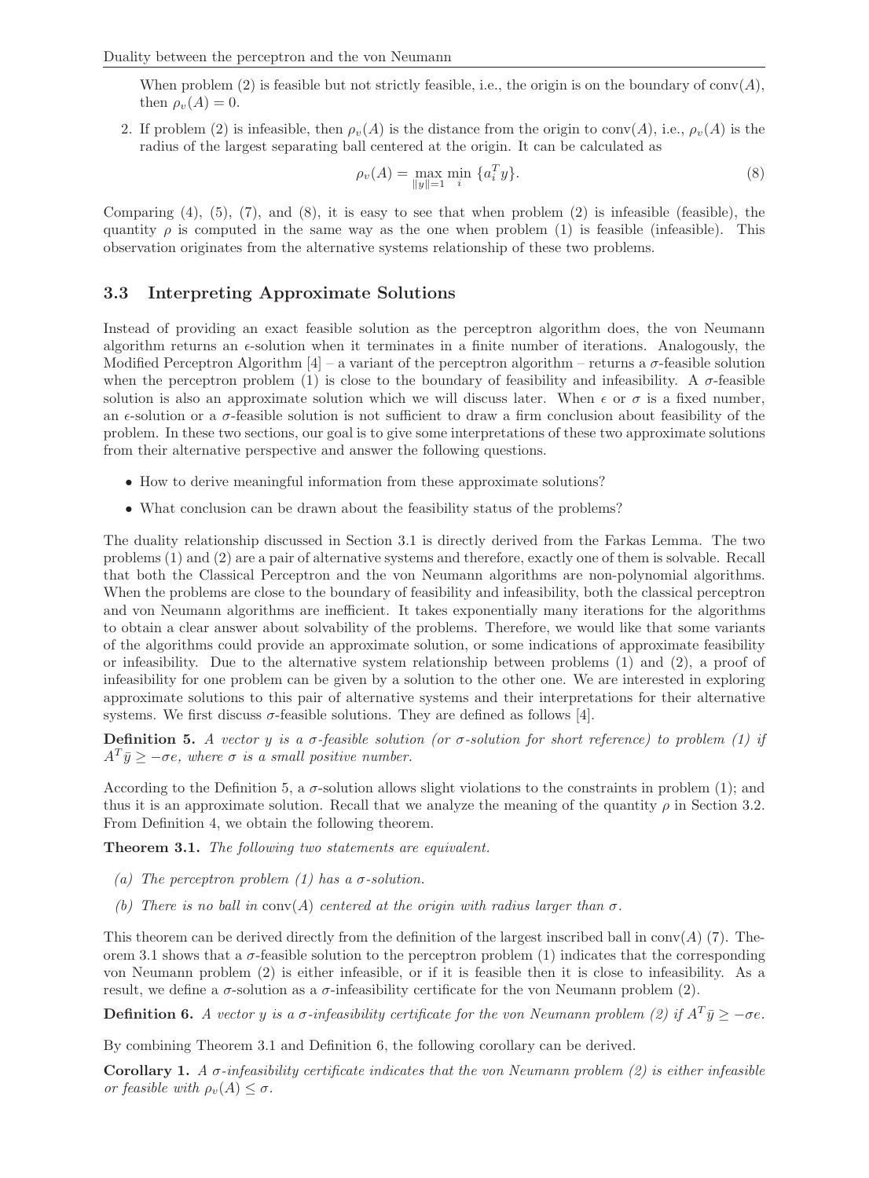When problem (2) is feasible but not strictly feasible, i.e., the origin is on the boundary of $\text{conv}(A)$, then $\rho_v(A) = 0$.

2. If problem (2) is infeasible, then $\rho_v(A)$ is the distance from the origin to $\text{conv}(A)$, i.e., $\rho_v(A)$ is the radius of the largest separating ball centered at the origin. It can be calculated as

$$\rho_v(A) = \max_{\|y\|=1} \min_i \{a_i^T y\}. \tag{8}$$

Comparing (4), (5), (7), and (8), it is easy to see that when problem (2) is infeasible (feasible), the quantity $\rho$ is computed in the same way as the one when problem (1) is feasible (infeasible). This observation originates from the alternative systems relationship of these two problems.

### 3.3 Interpreting Approximate Solutions

Instead of providing an exact feasible solution as the perceptron algorithm does, the von Neumann algorithm returns an $\epsilon$-solution when it terminates in a finite number of iterations. Analogously, the Modified Perceptron Algorithm [4] – a variant of the perceptron algorithm – returns a $\sigma$-feasible solution when the perceptron problem (1) is close to the boundary of feasibility and infeasibility. A $\sigma$-feasible solution is also an approximate solution which we will discuss later. When $\epsilon$ or $\sigma$ is a fixed number, an $\epsilon$-solution or a $\sigma$-feasible solution is not sufficient to draw a firm conclusion about feasibility of the problem. In these two sections, our goal is to give some interpretations of these two approximate solutions from their alternative perspective and answer the following questions.

- How to derive meaningful information from these approximate solutions?
- What conclusion can be drawn about the feasibility status of the problems?

The duality relationship discussed in Section 3.1 is directly derived from the Farkas Lemma. The two problems (1) and (2) are a pair of alternative systems and therefore, exactly one of them is solvable. Recall that both the Classical Perceptron and the von Neumann algorithms are non-polynomial algorithms. When the problems are close to the boundary of feasibility and infeasibility, both the classical perceptron and von Neumann algorithms are inefficient. It takes exponentially many iterations for the algorithms to obtain a clear answer about solvability of the problems. Therefore, we would like that some variants of the algorithms could provide an approximate solution, or some indications of approximate feasibility or infeasibility. Due to the alternative system relationship between problems (1) and (2), a proof of infeasibility for one problem can be given by a solution to the other one. We are interested in exploring approximate solutions to this pair of alternative systems and their interpretations for their alternative systems. We first discuss $\sigma$-feasible solutions. They are defined as follows [4].

**Definition 5.** *A vector $y$ is a $\sigma$-feasible solution (or $\sigma$-solution for short reference) to problem (1) if $A^T\bar{y} \geq -\sigma e$, where $\sigma$ is a small positive number.*

According to the Definition 5, a $\sigma$-solution allows slight violations to the constraints in problem (1); and thus it is an approximate solution. Recall that we analyze the meaning of the quantity $\rho$ in Section 3.2. From Definition 4, we obtain the following theorem.

**Theorem 3.1.** *The following two statements are equivalent.*

*(a) The perceptron problem (1) has a $\sigma$-solution.*

*(b) There is no ball in $\text{conv}(A)$ centered at the origin with radius larger than $\sigma$.*

This theorem can be derived directly from the definition of the largest inscribed ball in $\text{conv}(A)$ (7). Theorem 3.1 shows that a $\sigma$-feasible solution to the perceptron problem (1) indicates that the corresponding von Neumann problem (2) is either infeasible, or if it is feasible then it is close to infeasibility. As a result, we define a $\sigma$-solution as a $\sigma$-infeasibility certificate for the von Neumann problem (2).

**Definition 6.** *A vector $y$ is a $\sigma$-infeasibility certificate for the von Neumann problem (2) if $A^T\bar{y} \geq -\sigma e$.*

By combining Theorem 3.1 and Definition 6, the following corollary can be derived.

**Corollary 1.** *A $\sigma$-infeasibility certificate indicates that the von Neumann problem (2) is either infeasible or feasible with $\rho_v(A) \leq \sigma$.*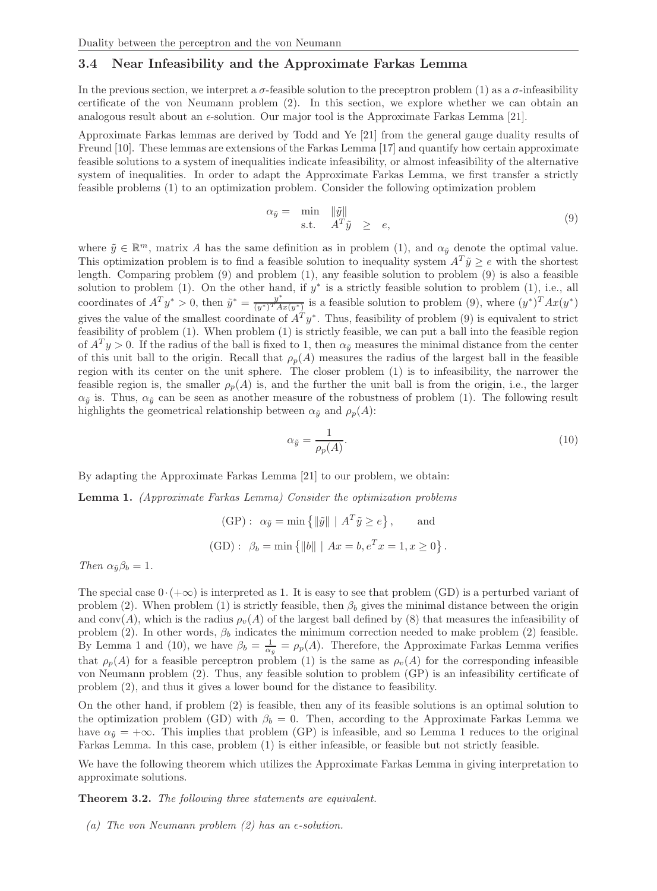### 3.4 Near Infeasibility and the Approximate Farkas Lemma

In the previous section, we interpret a $\sigma$-feasible solution to the preceptron problem (1) as a $\sigma$-infeasibility certificate of the von Neumann problem (2). In this section, we explore whether we can obtain an analogous result about an $\epsilon$-solution. Our major tool is the Approximate Farkas Lemma [21].

Approximate Farkas lemmas are derived by Todd and Ye [21] from the general gauge duality results of Freund [10]. These lemmas are extensions of the Farkas Lemma [17] and quantify how certain approximate feasible solutions to a system of inequalities indicate infeasibility, or almost infeasibility of the alternative system of inequalities. In order to adapt the Approximate Farkas Lemma, we first transfer a strictly feasible problems (1) to an optimization problem. Consider the following optimization problem

$$
\begin{aligned}
\alpha_{\tilde{y}} = \quad & \min \quad \|\tilde{y}\| \\
& \text{s.t.} \quad A^T\tilde{y} \;\; \geq \;\; e,
\end{aligned}
\tag{9}
$$

where $\tilde{y} \in \mathbb{R}^m$, matrix $A$ has the same definition as in problem (1), and $\alpha_{\tilde{y}}$ denote the optimal value. This optimization problem is to find a feasible solution to inequality system $A^T\tilde{y} \geq e$ with the shortest length. Comparing problem (9) and problem (1), any feasible solution to problem (9) is also a feasible solution to problem (1). On the other hand, if $y^*$ is a strictly feasible solution to problem (1), i.e., all coordinates of $A^Ty^* > 0$, then $\tilde{y}^* = \frac{y^*}{(y^*)^TAx(y^*)}$ is a feasible solution to problem (9), where $(y^*)^TAx(y^*)$ gives the value of the smallest coordinate of $A^Ty^*$. Thus, feasibility of problem (9) is equivalent to strict feasibility of problem (1). When problem (1) is strictly feasible, we can put a ball into the feasible region of $A^Ty > 0$. If the radius of the ball is fixed to 1, then $\alpha_{\tilde{y}}$ measures the minimal distance from the center of this unit ball to the origin. Recall that $\rho_p(A)$ measures the radius of the largest ball in the feasible region with its center on the unit sphere. The closer problem (1) is to infeasibility, the narrower the feasible region is, the smaller $\rho_p(A)$ is, and the further the unit ball is from the origin, i.e., the larger $\alpha_{\tilde{y}}$ is. Thus, $\alpha_{\tilde{y}}$ can be seen as another measure of the robustness of problem (1). The following result highlights the geometrical relationship between $\alpha_{\tilde{y}}$ and $\rho_p(A)$:

$$
\alpha_{\tilde{y}} = \frac{1}{\rho_p(A)}.
\tag{10}
$$

By adapting the Approximate Farkas Lemma [21] to our problem, we obtain:

**Lemma 1.** *(Approximate Farkas Lemma) Consider the optimization problems*

$$
(\text{GP}): \;\; \alpha_{\tilde{y}} = \min\left\{\|\tilde{y}\| \mid A^T\tilde{y} \geq e\right\}, \qquad \text{and}
$$

$$
(\text{GD}): \;\; \beta_b = \min\left\{\|b\| \mid Ax = b, e^Tx = 1, x \geq 0\right\}.
$$

*Then* $\alpha_{\tilde{y}}\beta_b = 1$.

The special case $0 \cdot (+\infty)$ is interpreted as 1. It is easy to see that problem (GD) is a perturbed variant of problem (2). When problem (1) is strictly feasible, then $\beta_b$ gives the minimal distance between the origin and conv$(A)$, which is the radius $\rho_v(A)$ of the largest ball defined by (8) that measures the infeasibility of problem (2). In other words, $\beta_b$ indicates the minimum correction needed to make problem (2) feasible. By Lemma 1 and (10), we have $\beta_b = \frac{1}{\alpha_{\tilde{y}}} = \rho_p(A)$. Therefore, the Approximate Farkas Lemma verifies that $\rho_p(A)$ for a feasible perceptron problem (1) is the same as $\rho_v(A)$ for the corresponding infeasible von Neumann problem (2). Thus, any feasible solution to problem (GP) is an infeasibility certificate of problem (2), and thus it gives a lower bound for the distance to feasibility.

On the other hand, if problem (2) is feasible, then any of its feasible solutions is an optimal solution to the optimization problem (GD) with $\beta_b = 0$. Then, according to the Approximate Farkas Lemma we have $\alpha_{\tilde{y}} = +\infty$. This implies that problem (GP) is infeasible, and so Lemma 1 reduces to the original Farkas Lemma. In this case, problem (1) is either infeasible, or feasible but not strictly feasible.

We have the following theorem which utilizes the Approximate Farkas Lemma in giving interpretation to approximate solutions.

**Theorem 3.2.** *The following three statements are equivalent.*

*(a) The von Neumann problem (2) has an $\epsilon$-solution.*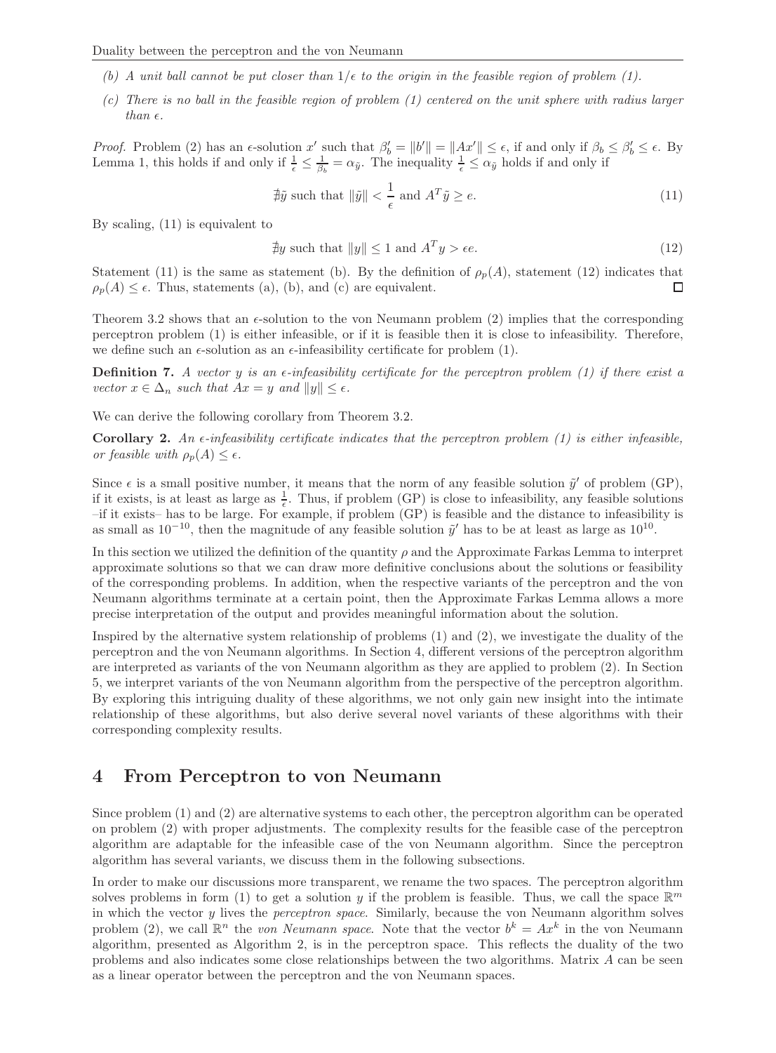*(b) A unit ball cannot be put closer than $1/\epsilon$ to the origin in the feasible region of problem (1).*

*(c) There is no ball in the feasible region of problem (1) centered on the unit sphere with radius larger than $\epsilon$.*

*Proof.* Problem (2) has an $\epsilon$-solution $x'$ such that $\beta_b' = \|b'\| = \|Ax'\| \leq \epsilon$, if and only if $\beta_b \leq \beta_b' \leq \epsilon$. By Lemma 1, this holds if and only if $\frac{1}{\epsilon} \leq \frac{1}{\beta_b} = \alpha_{\tilde{y}}$. The inequality $\frac{1}{\epsilon} \leq \alpha_{\tilde{y}}$ holds if and only if

$$\nexists \tilde{y} \text{ such that } \|\tilde{y}\| < \frac{1}{\epsilon} \text{ and } A^T\tilde{y} \geq e. \tag{11}$$

By scaling, (11) is equivalent to

$$\nexists y \text{ such that } \|y\| \leq 1 \text{ and } A^T y > \epsilon e. \tag{12}$$

Statement (11) is the same as statement (b). By the definition of $\rho_p(A)$, statement (12) indicates that $\rho_p(A) \leq \epsilon$. Thus, statements (a), (b), and (c) are equivalent. ◻

Theorem 3.2 shows that an $\epsilon$-solution to the von Neumann problem (2) implies that the corresponding perceptron problem (1) is either infeasible, or if it is feasible then it is close to infeasibility. Therefore, we define such an $\epsilon$-solution as an $\epsilon$-infeasibility certificate for problem (1).

**Definition 7.** *A vector $y$ is an $\epsilon$-infeasibility certificate for the perceptron problem (1) if there exist a vector $x \in \Delta_n$ such that $Ax = y$ and $\|y\| \leq \epsilon$.*

We can derive the following corollary from Theorem 3.2.

**Corollary 2.** *An $\epsilon$-infeasibility certificate indicates that the perceptron problem (1) is either infeasible, or feasible with $\rho_p(A) \leq \epsilon$.*

Since $\epsilon$ is a small positive number, it means that the norm of any feasible solution $\tilde{y}'$ of problem (GP), if it exists, is at least as large as $\frac{1}{\epsilon}$. Thus, if problem (GP) is close to infeasibility, any feasible solutions –if it exists– has to be large. For example, if problem (GP) is feasible and the distance to infeasibility is as small as $10^{-10}$, then the magnitude of any feasible solution $\tilde{y}'$ has to be at least as large as $10^{10}$.

In this section we utilized the definition of the quantity $\rho$ and the Approximate Farkas Lemma to interpret approximate solutions so that we can draw more definitive conclusions about the solutions or feasibility of the corresponding problems. In addition, when the respective variants of the perceptron and the von Neumann algorithms terminate at a certain point, then the Approximate Farkas Lemma allows a more precise interpretation of the output and provides meaningful information about the solution.

Inspired by the alternative system relationship of problems (1) and (2), we investigate the duality of the perceptron and the von Neumann algorithms. In Section 4, different versions of the perceptron algorithm are interpreted as variants of the von Neumann algorithm as they are applied to problem (2). In Section 5, we interpret variants of the von Neumann algorithm from the perspective of the perceptron algorithm. By exploring this intriguing duality of these algorithms, we not only gain new insight into the intimate relationship of these algorithms, but also derive several novel variants of these algorithms with their corresponding complexity results.

# 4 From Perceptron to von Neumann

Since problem (1) and (2) are alternative systems to each other, the perceptron algorithm can be operated on problem (2) with proper adjustments. The complexity results for the feasible case of the perceptron algorithm are adaptable for the infeasible case of the von Neumann algorithm. Since the perceptron algorithm has several variants, we discuss them in the following subsections.

In order to make our discussions more transparent, we rename the two spaces. The perceptron algorithm solves problems in form (1) to get a solution $y$ if the problem is feasible. Thus, we call the space $\mathbb{R}^m$ in which the vector $y$ lives the *perceptron space*. Similarly, because the von Neumann algorithm solves problem (2), we call $\mathbb{R}^n$ the *von Neumann space*. Note that the vector $b^k = Ax^k$ in the von Neumann algorithm, presented as Algorithm 2, is in the perceptron space. This reflects the duality of the two problems and also indicates some close relationships between the two algorithms. Matrix $A$ can be seen as a linear operator between the perceptron and the von Neumann spaces.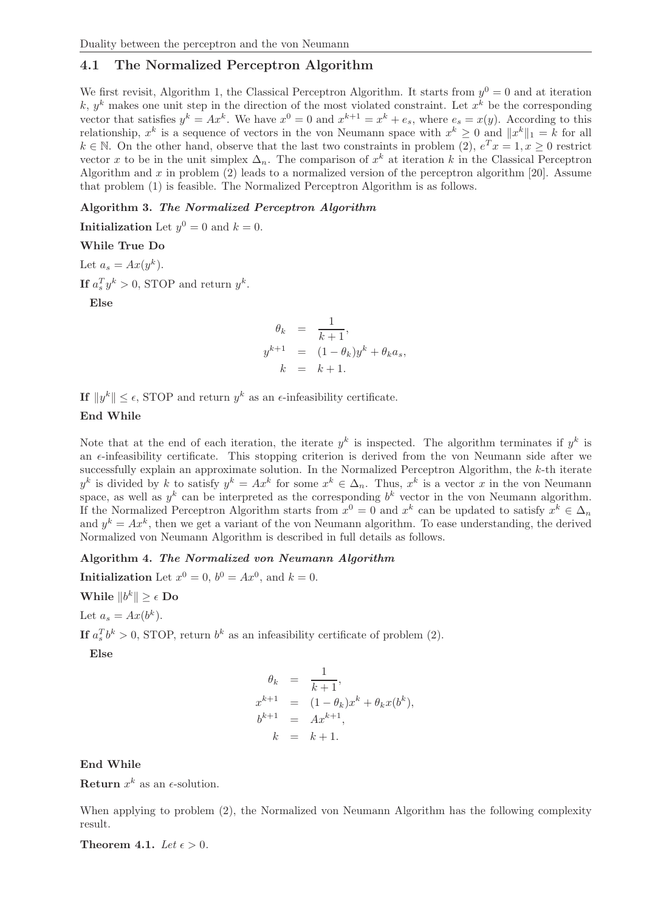### 4.1 The Normalized Perceptron Algorithm

We first revisit, Algorithm 1, the Classical Perceptron Algorithm. It starts from $y^0 = 0$ and at iteration $k$, $y^k$ makes one unit step in the direction of the most violated constraint. Let $x^k$ be the corresponding vector that satisfies $y^k = Ax^k$. We have $x^0 = 0$ and $x^{k+1} = x^k + e_s$, where $e_s = x(y)$. According to this relationship, $x^k$ is a sequence of vectors in the von Neumann space with $x^k \geq 0$ and $\|x^k\|_1 = k$ for all $k \in \mathbb{N}$. On the other hand, observe that the last two constraints in problem (2), $e^T x = 1, x \geq 0$ restrict vector $x$ to be in the unit simplex $\Delta_n$. The comparison of $x^k$ at iteration $k$ in the Classical Perceptron Algorithm and $x$ in problem (2) leads to a normalized version of the perceptron algorithm [20]. Assume that problem (1) is feasible. The Normalized Perceptron Algorithm is as follows.

**Algorithm 3.** ***The Normalized Perceptron Algorithm***

**Initialization** Let $y^0 = 0$ and $k = 0$.

**While True Do**

Let $a_s = Ax(y^k)$.

**If** $a_s^T y^k > 0$, STOP and return $y^k$.

**Else**

$$
\begin{aligned}
\theta_k &= \frac{1}{k+1}, \\
y^{k+1} &= (1-\theta_k) y^k + \theta_k a_s, \\
k &= k+1.
\end{aligned}
$$

**If** $\|y^k\| \leq \epsilon$, STOP and return $y^k$ as an $\epsilon$-infeasibility certificate.

**End While**

Note that at the end of each iteration, the iterate $y^k$ is inspected. The algorithm terminates if $y^k$ is an $\epsilon$-infeasibility certificate. This stopping criterion is derived from the von Neumann side after we successfully explain an approximate solution. In the Normalized Perceptron Algorithm, the $k$-th iterate $y^k$ is divided by $k$ to satisfy $y^k = Ax^k$ for some $x^k \in \Delta_n$. Thus, $x^k$ is a vector $x$ in the von Neumann space, as well as $y^k$ can be interpreted as the corresponding $b^k$ vector in the von Neumann algorithm. If the Normalized Perceptron Algorithm starts from $x^0 = 0$ and $x^k$ can be updated to satisfy $x^k \in \Delta_n$ and $y^k = Ax^k$, then we get a variant of the von Neumann algorithm. To ease understanding, the derived Normalized von Neumann Algorithm is described in full details as follows.

**Algorithm 4.** ***The Normalized von Neumann Algorithm***

**Initialization** Let $x^0 = 0$, $b^0 = Ax^0$, and $k = 0$.

**While** $\|b^k\| \geq \epsilon$ **Do**

Let $a_s = Ax(b^k)$.

**If** $a_s^T b^k > 0$, STOP, return $b^k$ as an infeasibility certificate of problem (2).

**Else**

$$
\begin{aligned}
\theta_k &= \frac{1}{k+1}, \\
x^{k+1} &= (1-\theta_k) x^k + \theta_k x(b^k), \\
b^{k+1} &= Ax^{k+1}, \\
k &= k+1.
\end{aligned}
$$

**End While**

**Return** $x^k$ as an $\epsilon$-solution.

When applying to problem (2), the Normalized von Neumann Algorithm has the following complexity result.

**Theorem 4.1.** *Let* $\epsilon > 0$.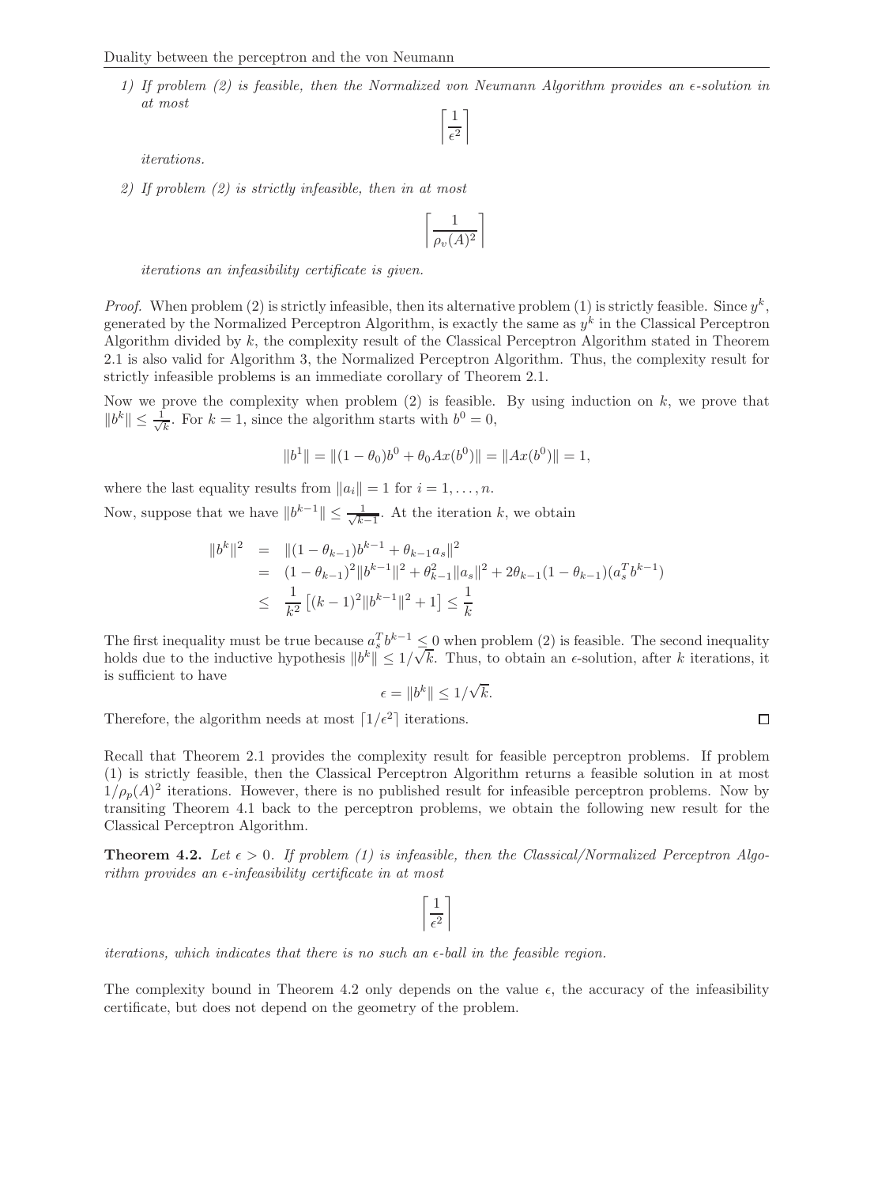1) *If problem (2) is feasible, then the Normalized von Neumann Algorithm provides an $\epsilon$-solution in at most*

$$\left\lceil \frac{1}{\epsilon^2} \right\rceil$$

*iterations.*

2) *If problem (2) is strictly infeasible, then in at most*

$$\left\lceil \frac{1}{\rho_v(A)^2} \right\rceil$$

*iterations an infeasibility certificate is given.*

*Proof.* When problem (2) is strictly infeasible, then its alternative problem (1) is strictly feasible. Since $y^k$, generated by the Normalized Perceptron Algorithm, is exactly the same as $y^k$ in the Classical Perceptron Algorithm divided by $k$, the complexity result of the Classical Perceptron Algorithm stated in Theorem 2.1 is also valid for Algorithm 3, the Normalized Perceptron Algorithm. Thus, the complexity result for strictly infeasible problems is an immediate corollary of Theorem 2.1.

Now we prove the complexity when problem (2) is feasible. By using induction on $k$, we prove that $\|b^k\| \leq \frac{1}{\sqrt{k}}$. For $k = 1$, since the algorithm starts with $b^0 = 0$,

$$\|b^1\| = \|(1 - \theta_0)b^0 + \theta_0 Ax(b^0)\| = \|Ax(b^0)\| = 1,$$

where the last equality results from $\|a_i\| = 1$ for $i = 1, \ldots, n$.

Now, suppose that we have $\|b^{k-1}\| \leq \frac{1}{\sqrt{k-1}}$. At the iteration $k$, we obtain

$$\begin{aligned}
\|b^k\|^2 &= \|(1 - \theta_{k-1})b^{k-1} + \theta_{k-1} a_s\|^2 \\
&= (1 - \theta_{k-1})^2 \|b^{k-1}\|^2 + \theta_{k-1}^2 \|a_s\|^2 + 2\theta_{k-1}(1 - \theta_{k-1})(a_s^T b^{k-1}) \\
&\leq \frac{1}{k^2}\left[(k-1)^2 \|b^{k-1}\|^2 + 1\right] \leq \frac{1}{k}
\end{aligned}$$

The first inequality must be true because $a_s^T b^{k-1} \leq 0$ when problem (2) is feasible. The second inequality holds due to the inductive hypothesis $\|b^k\| \leq 1/\sqrt{k}$. Thus, to obtain an $\epsilon$-solution, after $k$ iterations, it is sufficient to have

$$\epsilon = \|b^k\| \leq 1/\sqrt{k}.$$

Therefore, the algorithm needs at most $\lceil 1/\epsilon^2 \rceil$ iterations. □

Recall that Theorem 2.1 provides the complexity result for feasible perceptron problems. If problem (1) is strictly feasible, then the Classical Perceptron Algorithm returns a feasible solution in at most $1/\rho_p(A)^2$ iterations. However, there is no published result for infeasible perceptron problems. Now by transiting Theorem 4.1 back to the perceptron problems, we obtain the following new result for the Classical Perceptron Algorithm.

**Theorem 4.2.** *Let $\epsilon > 0$. If problem (1) is infeasible, then the Classical/Normalized Perceptron Algorithm provides an $\epsilon$-infeasibility certificate in at most*

$$\left\lceil \frac{1}{\epsilon^2} \right\rceil$$

*iterations, which indicates that there is no such an $\epsilon$-ball in the feasible region.*

The complexity bound in Theorem 4.2 only depends on the value $\epsilon$, the accuracy of the infeasibility certificate, but does not depend on the geometry of the problem.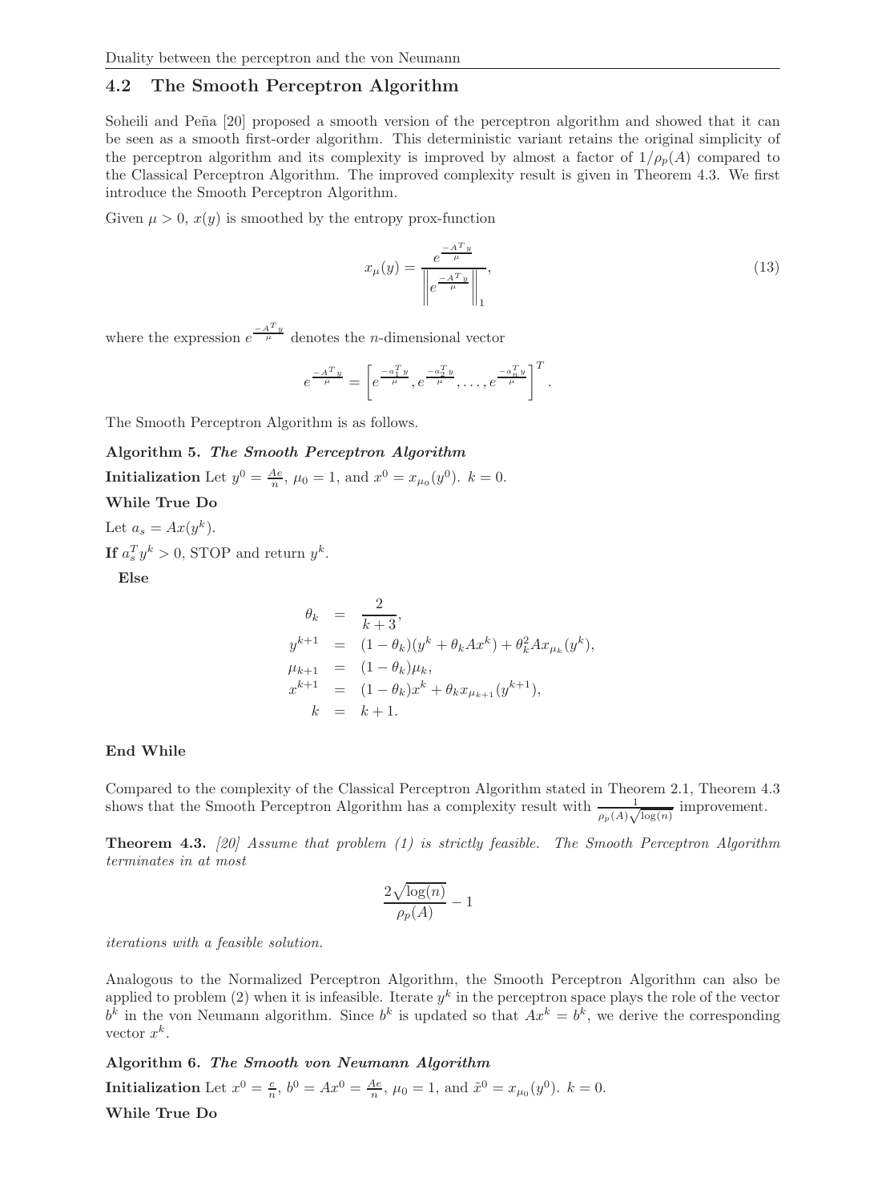### 4.2 The Smooth Perceptron Algorithm

Soheili and Peña [20] proposed a smooth version of the perceptron algorithm and showed that it can be seen as a smooth first-order algorithm. This deterministic variant retains the original simplicity of the perceptron algorithm and its complexity is improved by almost a factor of $1/\rho_p(A)$ compared to the Classical Perceptron Algorithm. The improved complexity result is given in Theorem 4.3. We first introduce the Smooth Perceptron Algorithm.

Given $\mu > 0$, $x(y)$ is smoothed by the entropy prox-function

$$x_\mu(y) = \frac{e^{\frac{-A^Ty}{\mu}}}{\left\| e^{\frac{-A^Ty}{\mu}} \right\|_1}, \tag{13}$$

where the expression $e^{\frac{-A^Ty}{\mu}}$ denotes the $n$-dimensional vector

$$e^{\frac{-A^Ty}{\mu}} = \left[ e^{\frac{-a_1^Ty}{\mu}}, e^{\frac{-a_2^Ty}{\mu}}, \ldots, e^{\frac{-a_n^Ty}{\mu}} \right]^T.$$

The Smooth Perceptron Algorithm is as follows.

**Algorithm 5.** ***The Smooth Perceptron Algorithm***

**Initialization** Let $y^0 = \frac{Ae}{n}$, $\mu_0 = 1$, and $x^0 = x_{\mu_0}(y^0)$. $k = 0$.

**While True Do**

Let $a_s = Ax(y^k)$.

**If** $a_s^T y^k > 0$, STOP and return $y^k$.

**Else**

$$\begin{aligned}
\theta_k &= \frac{2}{k+3}, \\
y^{k+1} &= (1-\theta_k)(y^k + \theta_k Ax^k) + \theta_k^2 Ax_{\mu_k}(y^k), \\
\mu_{k+1} &= (1-\theta_k)\mu_k, \\
x^{k+1} &= (1-\theta_k)x^k + \theta_k x_{\mu_{k+1}}(y^{k+1}), \\
k &= k+1.
\end{aligned}$$

**End While**

Compared to the complexity of the Classical Perceptron Algorithm stated in Theorem 2.1, Theorem 4.3 shows that the Smooth Perceptron Algorithm has a complexity result with $\frac{1}{\rho_p(A)\sqrt{\log(n)}}$ improvement.

**Theorem 4.3.** *[20] Assume that problem (1) is strictly feasible. The Smooth Perceptron Algorithm terminates in at most*

$$\frac{2\sqrt{\log(n)}}{\rho_p(A)} - 1$$

*iterations with a feasible solution.*

Analogous to the Normalized Perceptron Algorithm, the Smooth Perceptron Algorithm can also be applied to problem (2) when it is infeasible. Iterate $y^k$ in the perceptron space plays the role of the vector $b^k$ in the von Neumann algorithm. Since $b^k$ is updated so that $Ax^k = b^k$, we derive the corresponding vector $x^k$.

**Algorithm 6.** ***The Smooth von Neumann Algorithm***

**Initialization** Let $x^0 = \frac{e}{n}$, $b^0 = Ax^0 = \frac{Ae}{n}$, $\mu_0 = 1$, and $\tilde{x}^0 = x_{\mu_0}(y^0)$. $k = 0$.

**While True Do**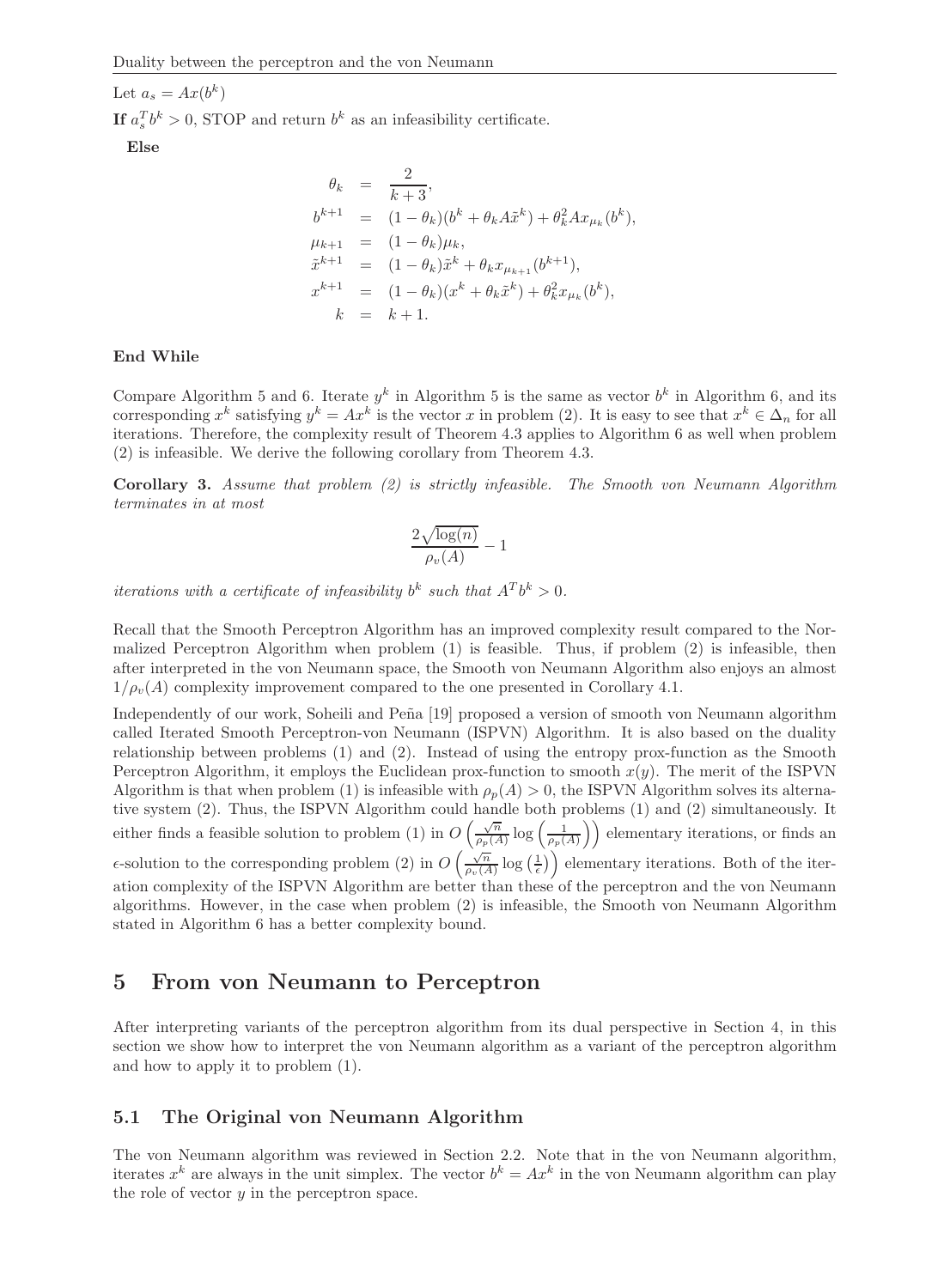Let $a_s = Ax(b^k)$

**If** $a_s^T b^k > 0$, STOP and return $b^k$ as an infeasibility certificate.

**Else**

$$
\begin{aligned}
\theta_k &= \frac{2}{k+3}, \\
b^{k+1} &= (1-\theta_k)(b^k + \theta_k A\tilde{x}^k) + \theta_k^2 A x_{\mu_k}(b^k), \\
\mu_{k+1} &= (1-\theta_k)\mu_k, \\
\tilde{x}^{k+1} &= (1-\theta_k)\tilde{x}^k + \theta_k x_{\mu_{k+1}}(b^{k+1}), \\
x^{k+1} &= (1-\theta_k)(x^k + \theta_k \tilde{x}^k) + \theta_k^2 x_{\mu_k}(b^k), \\
k &= k+1.
\end{aligned}
$$

**End While**

Compare Algorithm 5 and 6. Iterate $y^k$ in Algorithm 5 is the same as vector $b^k$ in Algorithm 6, and its corresponding $x^k$ satisfying $y^k = Ax^k$ is the vector $x$ in problem (2). It is easy to see that $x^k \in \Delta_n$ for all iterations. Therefore, the complexity result of Theorem 4.3 applies to Algorithm 6 as well when problem (2) is infeasible. We derive the following corollary from Theorem 4.3.

**Corollary 3.** *Assume that problem (2) is strictly infeasible. The Smooth von Neumann Algorithm terminates in at most*

$$
\frac{2\sqrt{\log(n)}}{\rho_v(A)} - 1
$$

*iterations with a certificate of infeasibility $b^k$ such that $A^T b^k > 0$.*

Recall that the Smooth Perceptron Algorithm has an improved complexity result compared to the Normalized Perceptron Algorithm when problem (1) is feasible. Thus, if problem (2) is infeasible, then after interpreted in the von Neumann space, the Smooth von Neumann Algorithm also enjoys an almost $1/\rho_v(A)$ complexity improvement compared to the one presented in Corollary 4.1.

Independently of our work, Soheili and Peña [19] proposed a version of smooth von Neumann algorithm called Iterated Smooth Perceptron-von Neumann (ISPVN) Algorithm. It is also based on the duality relationship between problems (1) and (2). Instead of using the entropy prox-function as the Smooth Perceptron Algorithm, it employs the Euclidean prox-function to smooth $x(y)$. The merit of the ISPVN Algorithm is that when problem (1) is infeasible with $\rho_p(A) > 0$, the ISPVN Algorithm solves its alternative system (2). Thus, the ISPVN Algorithm could handle both problems (1) and (2) simultaneously. It either finds a feasible solution to problem (1) in $O\left(\frac{\sqrt{n}}{\rho_p(A)} \log\left(\frac{1}{\rho_p(A)}\right)\right)$ elementary iterations, or finds an $\epsilon$-solution to the corresponding problem (2) in $O\left(\frac{\sqrt{n}}{\rho_v(A)} \log\left(\frac{1}{\epsilon}\right)\right)$ elementary iterations. Both of the iteration complexity of the ISPVN Algorithm are better than these of the perceptron and the von Neumann algorithms. However, in the case when problem (2) is infeasible, the Smooth von Neumann Algorithm stated in Algorithm 6 has a better complexity bound.

# 5 From von Neumann to Perceptron

After interpreting variants of the perceptron algorithm from its dual perspective in Section 4, in this section we show how to interpret the von Neumann algorithm as a variant of the perceptron algorithm and how to apply it to problem (1).

## 5.1 The Original von Neumann Algorithm

The von Neumann algorithm was reviewed in Section 2.2. Note that in the von Neumann algorithm, iterates $x^k$ are always in the unit simplex. The vector $b^k = Ax^k$ in the von Neumann algorithm can play the role of vector $y$ in the perceptron space.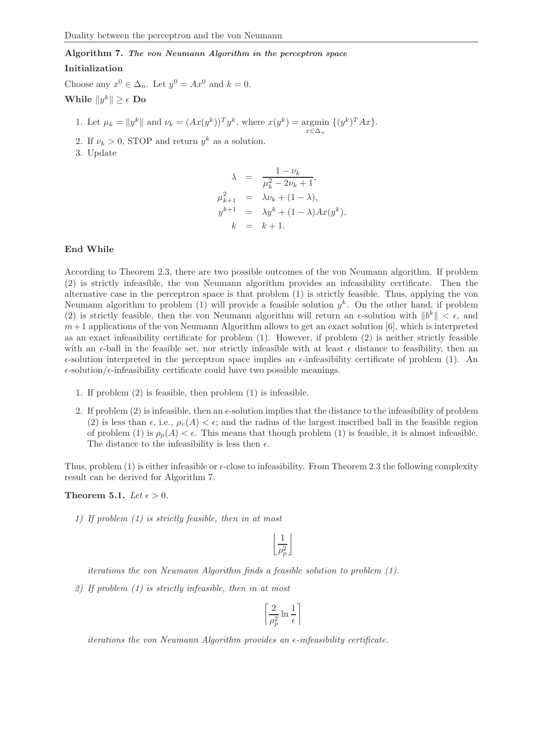**Algorithm 7.** ***The von Neumann Algorithm in the perceptron space***

**Initialization**

Choose any $x^0 \in \Delta_n$. Let $y^0 = Ax^0$ and $k = 0$.

**While** $\|y^k\| \geq \epsilon$ **Do**

1. Let $\mu_k = \|y^k\|$ and $\nu_k = (Ax(y^k))^T y^k$, where $x(y^k) = \underset{x \in \Delta_n}{\operatorname{argmin}} \{(y^k)^T Ax\}$.
2. If $\nu_k > 0$, STOP and return $y^k$ as a solution.
3. Update

$$
\begin{aligned}
\lambda &= \frac{1 - \nu_k}{\mu_k^2 - 2\nu_k + 1}, \\
\mu_{k+1}^2 &= \lambda \nu_k + (1 - \lambda), \\
y^{k+1} &= \lambda y^k + (1 - \lambda) Ax(y^k), \\
k &= k + 1.
\end{aligned}
$$

**End While**

According to Theorem 2.3, there are two possible outcomes of the von Neumann algorithm. If problem (2) is strictly infeasible, the von Neumann algorithm provides an infeasibility certificate. Then the alternative case in the perceptron space is that problem (1) is strictly feasible. Thus, applying the von Neumann algorithm to problem (1) will provide a feasible solution $y^k$. On the other hand, if problem (2) is strictly feasible, then the von Neumann algorithm will return an $\epsilon$-solution with $\|b^k\| < \epsilon$, and $m+1$ applications of the von Neumann Algorithm allows to get an exact solution [6], which is interpreted as an exact infeasibility certificate for problem (1). However, if problem (2) is neither strictly feasible with an $\epsilon$-ball in the feasible set, nor strictly infeasible with at least $\epsilon$ distance to feasibility, then an $\epsilon$-solution interpreted in the perceptron space implies an $\epsilon$-infeasibility certificate of problem (1). An $\epsilon$-solution/$\epsilon$-infeasibility certificate could have two possible meanings.

1. If problem (2) is feasible, then problem (1) is infeasible.
2. If problem (2) is infeasible, then an $\epsilon$-solution implies that the distance to the infeasibility of problem (2) is less than $\epsilon$, i.e., $\rho_v(A) < \epsilon$; and the radius of the largest inscribed ball in the feasible region of problem (1) is $\rho_p(A) < \epsilon$. This means that though problem (1) is feasible, it is almost infeasible. The distance to the infeasibility is less then $\epsilon$.

Thus, problem (1) is either infeasible or $\epsilon$-close to infeasibility. From Theorem 2.3 the following complexity result can be derived for Algorithm 7.

**Theorem 5.1.** *Let $\epsilon > 0$.*

*1) If problem (1) is strictly feasible, then in at most*

$$\left\lfloor \frac{1}{\rho_p^2} \right\rfloor$$

*iterations the von Neumann Algorithm finds a feasible solution to problem (1).*

*2) If problem (1) is strictly infeasible, then in at most*

$$\left\lceil \frac{2}{\rho_p^2} \ln \frac{1}{\epsilon} \right\rceil$$

*iterations the von Neumann Algorithm provides an $\epsilon$-infeasibility certificate.*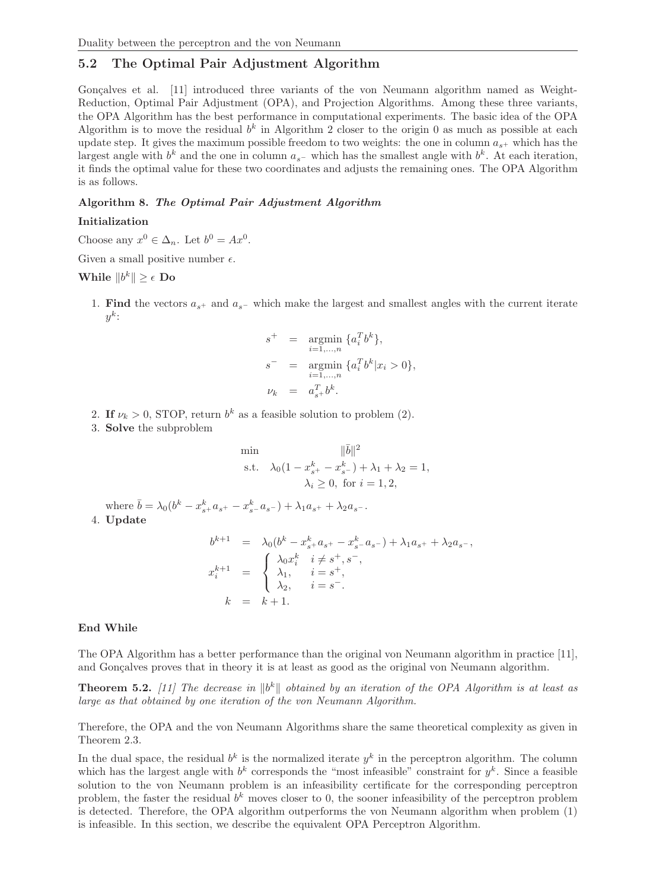## 5.2 The Optimal Pair Adjustment Algorithm

Gonçalves et al. [11] introduced three variants of the von Neumann algorithm named as Weight-Reduction, Optimal Pair Adjustment (OPA), and Projection Algorithms. Among these three variants, the OPA Algorithm has the best performance in computational experiments. The basic idea of the OPA Algorithm is to move the residual $b^k$ in Algorithm 2 closer to the origin 0 as much as possible at each update step. It gives the maximum possible freedom to two weights: the one in column $a_{s^+}$ which has the largest angle with $b^k$ and the one in column $a_{s^-}$ which has the smallest angle with $b^k$. At each iteration, it finds the optimal value for these two coordinates and adjusts the remaining ones. The OPA Algorithm is as follows.

**Algorithm 8.** ***The Optimal Pair Adjustment Algorithm***

**Initialization**

Choose any $x^0 \in \Delta_n$. Let $b^0 = Ax^0$.

Given a small positive number $\epsilon$.

**While** $\|b^k\| \geq \epsilon$ **Do**

1. **Find** the vectors $a_{s^+}$ and $a_{s^-}$ which make the largest and smallest angles with the current iterate $y^k$:

$$
\begin{aligned}
s^+ &= \underset{i=1,\dots,n}{\operatorname{argmin}} \{a_i^T b^k\}, \\
s^- &= \underset{i=1,\dots,n}{\operatorname{argmin}} \{a_i^T b^k | x_i > 0\}, \\
\nu_k &= a_{s^+}^T b^k.
\end{aligned}
$$

2. **If** $\nu_k > 0$, STOP, return $b^k$ as a feasible solution to problem (2).
3. **Solve** the subproblem

$$
\begin{aligned}
\min \quad & \|\bar{b}\|^2 \\
\text{s.t.} \quad & \lambda_0(1 - x_{s^+}^k - x_{s^-}^k) + \lambda_1 + \lambda_2 = 1, \\
& \lambda_i \geq 0, \text{ for } i = 1, 2,
\end{aligned}
$$

   where $\bar{b} = \lambda_0(b^k - x_{s^+}^k a_{s^+} - x_{s^-}^k a_{s^-}) + \lambda_1 a_{s^+} + \lambda_2 a_{s^-}$.
4. **Update**

$$
\begin{aligned}
b^{k+1} &= \lambda_0(b^k - x_{s^+}^k a_{s^+} - x_{s^-}^k a_{s^-}) + \lambda_1 a_{s^+} + \lambda_2 a_{s^-}, \\
x_i^{k+1} &= \begin{cases} \lambda_0 x_i^k & i \neq s^+, s^-, \\ \lambda_1, & i = s^+, \\ \lambda_2, & i = s^-. \end{cases} \\
k &= k + 1.
\end{aligned}
$$

**End While**

The OPA Algorithm has a better performance than the original von Neumann algorithm in practice [11], and Gonçalves proves that in theory it is at least as good as the original von Neumann algorithm.

**Theorem 5.2.** *[11] The decrease in $\|b^k\|$ obtained by an iteration of the OPA Algorithm is at least as large as that obtained by one iteration of the von Neumann Algorithm.*

Therefore, the OPA and the von Neumann Algorithms share the same theoretical complexity as given in Theorem 2.3.

In the dual space, the residual $b^k$ is the normalized iterate $y^k$ in the perceptron algorithm. The column which has the largest angle with $b^k$ corresponds the "most infeasible" constraint for $y^k$. Since a feasible solution to the von Neumann problem is an infeasibility certificate for the corresponding perceptron problem, the faster the residual $b^k$ moves closer to 0, the sooner infeasibility of the perceptron problem is detected. Therefore, the OPA algorithm outperforms the von Neumann algorithm when problem (1) is infeasible. In this section, we describe the equivalent OPA Perceptron Algorithm.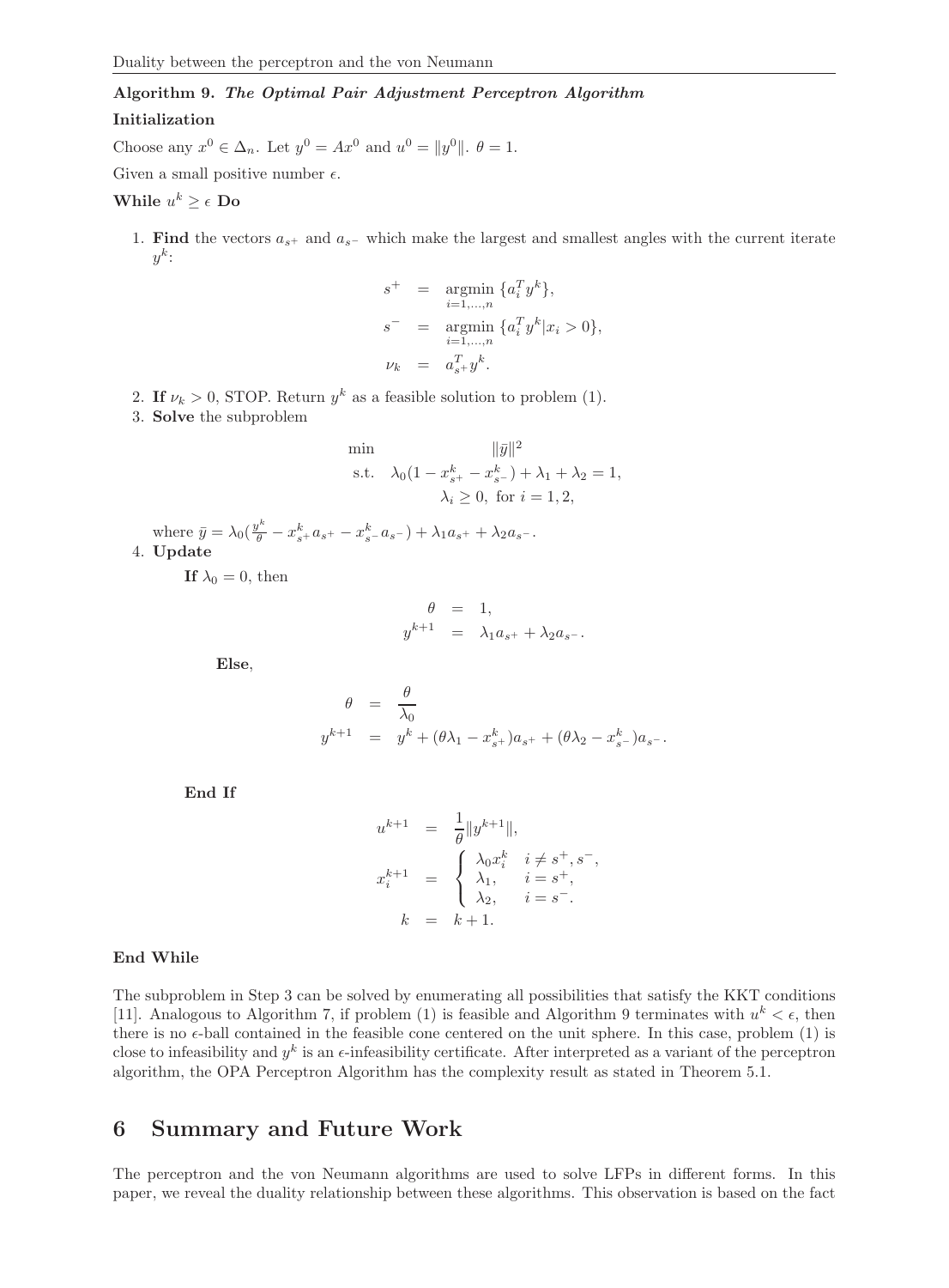**Algorithm 9.** ***The Optimal Pair Adjustment Perceptron Algorithm***

**Initialization**

Choose any $x^0 \in \Delta_n$. Let $y^0 = Ax^0$ and $u^0 = \|y^0\|$. $\theta = 1$.

Given a small positive number $\epsilon$.

**While** $u^k \geq \epsilon$ **Do**

1. **Find** the vectors $a_{s^+}$ and $a_{s^-}$ which make the largest and smallest angles with the current iterate $y^k$:

$$
\begin{aligned}
s^+ &= \underset{i=1,\dots,n}{\operatorname{argmin}} \{a_i^T y^k\}, \\
s^- &= \underset{i=1,\dots,n}{\operatorname{argmin}} \{a_i^T y^k | x_i > 0\}, \\
\nu_k &= a_{s^+}^T y^k.
\end{aligned}
$$

2. **If** $\nu_k > 0$, STOP. Return $y^k$ as a feasible solution to problem (1).
3. **Solve** the subproblem

$$
\begin{aligned}
\min \quad & \|\bar{y}\|^2 \\
\text{s.t.} \quad & \lambda_0(1 - x_{s^+}^k - x_{s^-}^k) + \lambda_1 + \lambda_2 = 1, \\
& \lambda_i \geq 0, \text{ for } i = 1, 2,
\end{aligned}
$$

where $\bar{y} = \lambda_0(\frac{y^k}{\theta} - x_{s^+}^k a_{s^+} - x_{s^-}^k a_{s^-}) + \lambda_1 a_{s^+} + \lambda_2 a_{s^-}$.

4. **Update**

**If** $\lambda_0 = 0$, then

$$
\begin{aligned}
\theta &= 1, \\
y^{k+1} &= \lambda_1 a_{s^+} + \lambda_2 a_{s^-}.
\end{aligned}
$$

**Else**,

$$
\begin{aligned}
\theta &= \frac{\theta}{\lambda_0} \\
y^{k+1} &= y^k + (\theta\lambda_1 - x_{s^+}^k) a_{s^+} + (\theta\lambda_2 - x_{s^-}^k) a_{s^-}.
\end{aligned}
$$

**End If**

$$
\begin{aligned}
u^{k+1} &= \frac{1}{\theta}\|y^{k+1}\|, \\
x_i^{k+1} &= \begin{cases} \lambda_0 x_i^k & i \neq s^+, s^-, \\ \lambda_1, & i = s^+, \\ \lambda_2, & i = s^-. \end{cases} \\
k &= k + 1.
\end{aligned}
$$

**End While**

The subproblem in Step 3 can be solved by enumerating all possibilities that satisfy the KKT conditions [11]. Analogous to Algorithm 7, if problem (1) is feasible and Algorithm 9 terminates with $u^k < \epsilon$, then there is no $\epsilon$-ball contained in the feasible cone centered on the unit sphere. In this case, problem (1) is close to infeasibility and $y^k$ is an $\epsilon$-infeasibility certificate. After interpreted as a variant of the perceptron algorithm, the OPA Perceptron Algorithm has the complexity result as stated in Theorem 5.1.

## 6 Summary and Future Work

The perceptron and the von Neumann algorithms are used to solve LFPs in different forms. In this paper, we reveal the duality relationship between these algorithms. This observation is based on the fact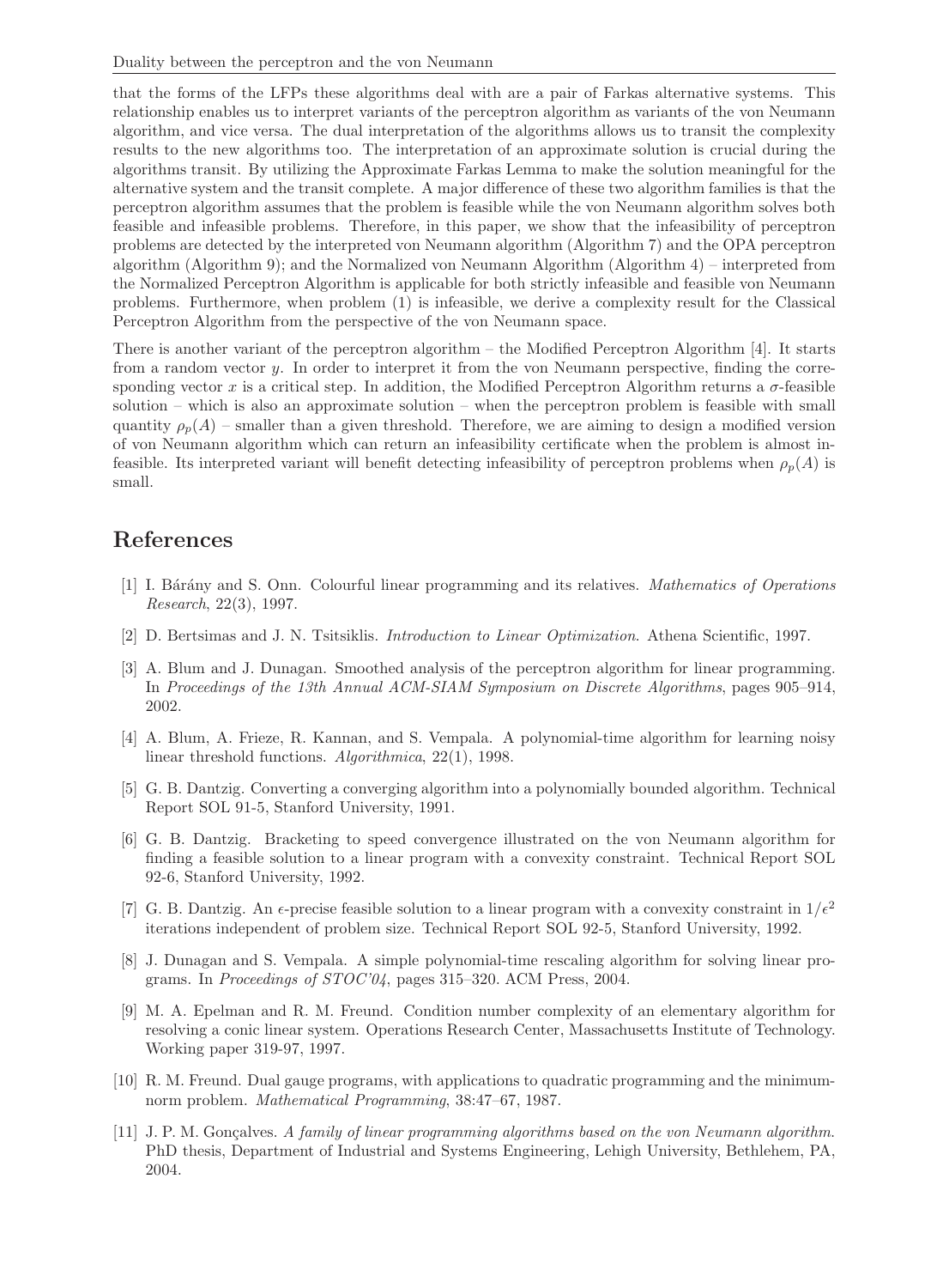that the forms of the LFPs these algorithms deal with are a pair of Farkas alternative systems. This relationship enables us to interpret variants of the perceptron algorithm as variants of the von Neumann algorithm, and vice versa. The dual interpretation of the algorithms allows us to transit the complexity results to the new algorithms too. The interpretation of an approximate solution is crucial during the algorithms transit. By utilizing the Approximate Farkas Lemma to make the solution meaningful for the alternative system and the transit complete. A major difference of these two algorithm families is that the perceptron algorithm assumes that the problem is feasible while the von Neumann algorithm solves both feasible and infeasible problems. Therefore, in this paper, we show that the infeasibility of perceptron problems are detected by the interpreted von Neumann algorithm (Algorithm 7) and the OPA perceptron algorithm (Algorithm 9); and the Normalized von Neumann Algorithm (Algorithm 4) – interpreted from the Normalized Perceptron Algorithm is applicable for both strictly infeasible and feasible von Neumann problems. Furthermore, when problem (1) is infeasible, we derive a complexity result for the Classical Perceptron Algorithm from the perspective of the von Neumann space.

There is another variant of the perceptron algorithm – the Modified Perceptron Algorithm [4]. It starts from a random vector $y$. In order to interpret it from the von Neumann perspective, finding the corresponding vector $x$ is a critical step. In addition, the Modified Perceptron Algorithm returns a $\sigma$-feasible solution – which is also an approximate solution – when the perceptron problem is feasible with small quantity $\rho_p(A)$ – smaller than a given threshold. Therefore, we are aiming to design a modified version of von Neumann algorithm which can return an infeasibility certificate when the problem is almost infeasible. Its interpreted variant will benefit detecting infeasibility of perceptron problems when $\rho_p(A)$ is small.

# References

[1] I. Bárány and S. Onn. Colourful linear programming and its relatives. *Mathematics of Operations Research*, 22(3), 1997.

[2] D. Bertsimas and J. N. Tsitsiklis. *Introduction to Linear Optimization*. Athena Scientific, 1997.

[3] A. Blum and J. Dunagan. Smoothed analysis of the perceptron algorithm for linear programming. In *Proceedings of the 13th Annual ACM-SIAM Symposium on Discrete Algorithms*, pages 905–914, 2002.

[4] A. Blum, A. Frieze, R. Kannan, and S. Vempala. A polynomial-time algorithm for learning noisy linear threshold functions. *Algorithmica*, 22(1), 1998.

[5] G. B. Dantzig. Converting a converging algorithm into a polynomially bounded algorithm. Technical Report SOL 91-5, Stanford University, 1991.

[6] G. B. Dantzig. Bracketing to speed convergence illustrated on the von Neumann algorithm for finding a feasible solution to a linear program with a convexity constraint. Technical Report SOL 92-6, Stanford University, 1992.

[7] G. B. Dantzig. An $\epsilon$-precise feasible solution to a linear program with a convexity constraint in $1/\epsilon^2$ iterations independent of problem size. Technical Report SOL 92-5, Stanford University, 1992.

[8] J. Dunagan and S. Vempala. A simple polynomial-time rescaling algorithm for solving linear programs. In *Proceedings of STOC'04*, pages 315–320. ACM Press, 2004.

[9] M. A. Epelman and R. M. Freund. Condition number complexity of an elementary algorithm for resolving a conic linear system. Operations Research Center, Massachusetts Institute of Technology. Working paper 319-97, 1997.

[10] R. M. Freund. Dual gauge programs, with applications to quadratic programming and the minimum-norm problem. *Mathematical Programming*, 38:47–67, 1987.

[11] J. P. M. Gonçalves. *A family of linear programming algorithms based on the von Neumann algorithm*. PhD thesis, Department of Industrial and Systems Engineering, Lehigh University, Bethlehem, PA, 2004.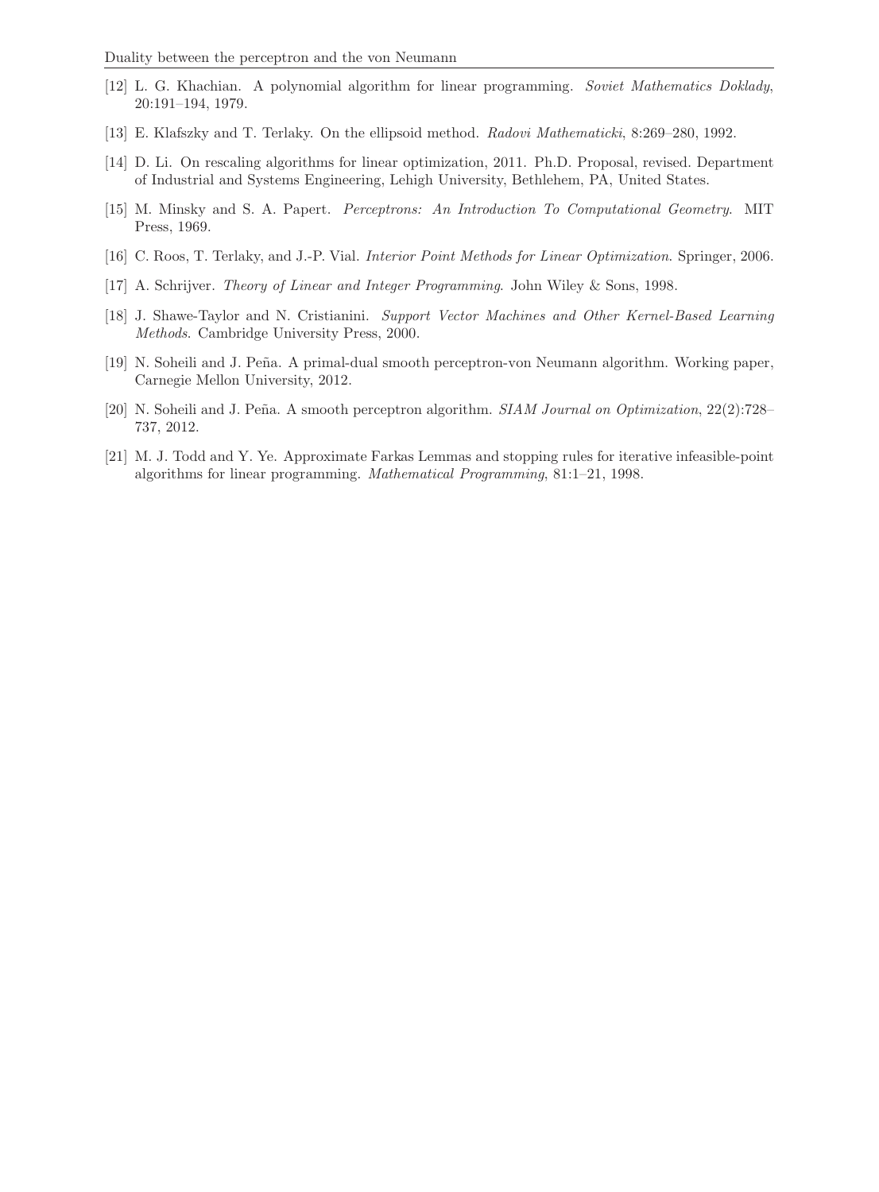[12] L. G. Khachian. A polynomial algorithm for linear programming. *Soviet Mathematics Doklady*, 20:191–194, 1979.

[13] E. Klafszky and T. Terlaky. On the ellipsoid method. *Radovi Mathematicki*, 8:269–280, 1992.

[14] D. Li. On rescaling algorithms for linear optimization, 2011. Ph.D. Proposal, revised. Department of Industrial and Systems Engineering, Lehigh University, Bethlehem, PA, United States.

[15] M. Minsky and S. A. Papert. *Perceptrons: An Introduction To Computational Geometry*. MIT Press, 1969.

[16] C. Roos, T. Terlaky, and J.-P. Vial. *Interior Point Methods for Linear Optimization*. Springer, 2006.

[17] A. Schrijver. *Theory of Linear and Integer Programming*. John Wiley & Sons, 1998.

[18] J. Shawe-Taylor and N. Cristianini. *Support Vector Machines and Other Kernel-Based Learning Methods*. Cambridge University Press, 2000.

[19] N. Soheili and J. Peña. A primal-dual smooth perceptron-von Neumann algorithm. Working paper, Carnegie Mellon University, 2012.

[20] N. Soheili and J. Peña. A smooth perceptron algorithm. *SIAM Journal on Optimization*, 22(2):728–737, 2012.

[21] M. J. Todd and Y. Ye. Approximate Farkas Lemmas and stopping rules for iterative infeasible-point algorithms for linear programming. *Mathematical Programming*, 81:1–21, 1998.